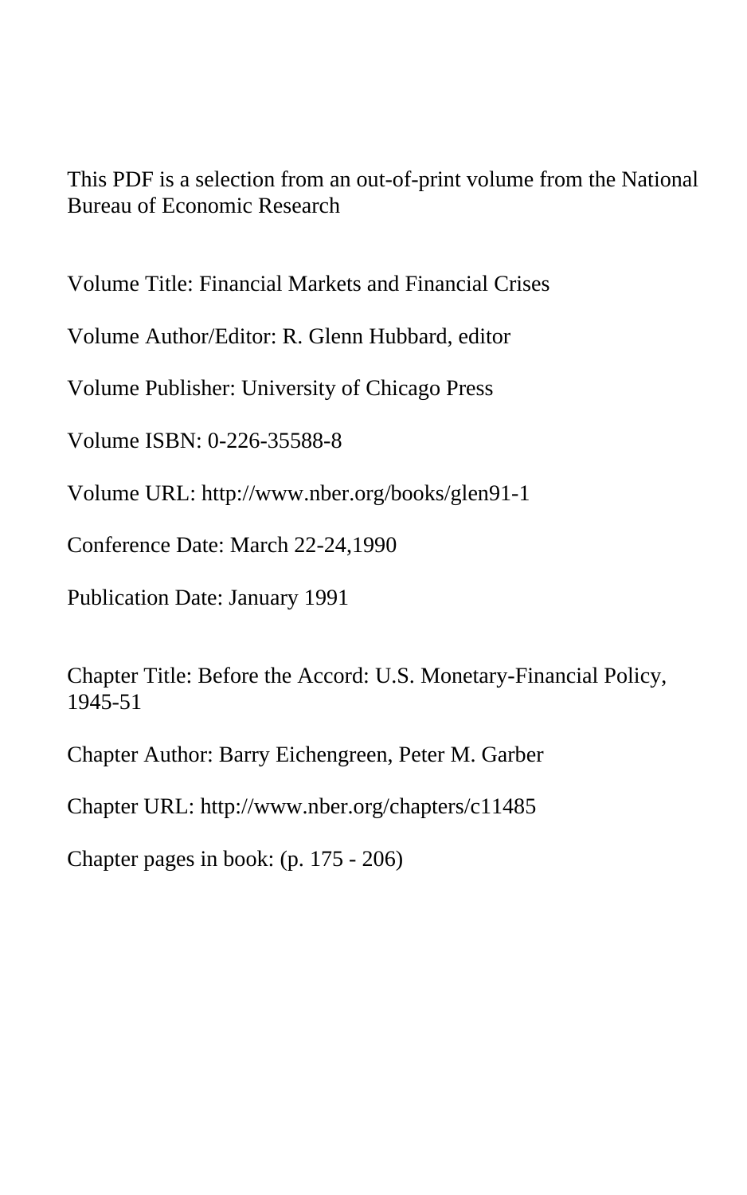This PDF is a selection from an out-of-print volume from the National Bureau of Economic Research

Volume Title: Financial Markets and Financial Crises

Volume Author/Editor: R. Glenn Hubbard, editor

Volume Publisher: University of Chicago Press

Volume ISBN: 0-226-35588-8

Volume URL: http://www.nber.org/books/glen91-1

Conference Date: March 22-24,1990

Publication Date: January 1991

Chapter Title: Before the Accord: U.S. Monetary-Financial Policy, 1945-51

Chapter Author: Barry Eichengreen, Peter M. Garber

Chapter URL: http://www.nber.org/chapters/c11485

Chapter pages in book: (p. 175 - 206)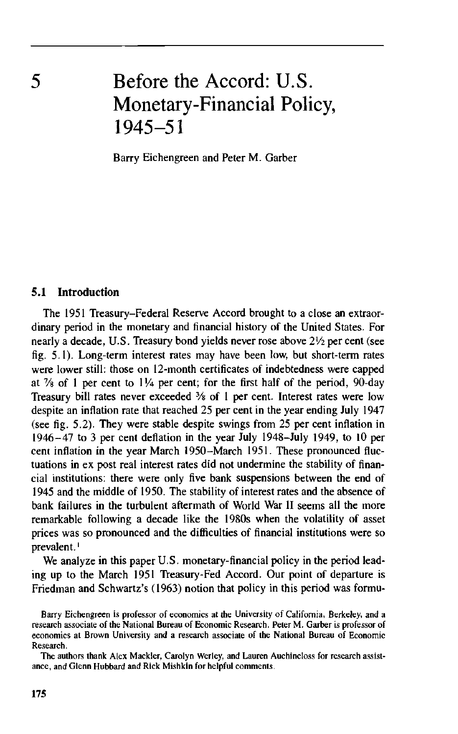# 5 Before the Accord: U.S. Monetary-Financial Policy, 1945–51

Barry Eichengreen and Peter M. Garber

## 5.1 Introduction

The 1951 Treasury–Federal Reserve Accord brought to a close an extraordinary period in the monetary and financial history of the United States. For nearly a decade, U.S. Treasury bond yields never rose above 2½ per cent (see fig. 5.1). Long-term interest rates may have been low, but short-term rates were lower still: those on 12-month certificates of indebtedness were capped at ⅞ of 1 per cent to 1¼ per cent; for the first half of the period, 90-day Treasury bill rates never exceeded ⅜ of 1 per cent. Interest rates were low despite an inflation rate that reached 25 per cent in the year ending July 1947 (see fig. 5.2). They were stable despite swings from 25 per cent inflation in 1946–47 to 3 per cent deflation in the year July 1948–July 1949, to 10 per cent inflation in the year March 1950–March 1951. These pronounced fluctuations in ex post real interest rates did not undermine the stability of financial institutions: there were only five bank suspensions between the end of 1945 and the middle of 1950. The stability of interest rates and the absence of bank failures in the turbulent aftermath of World War II seems all the more remarkable following a decade like the 1980s when the volatility of asset prices was so pronounced and the difficulties of financial institutions were so prevalent.[1]

We analyze in this paper U.S. monetary-financial policy in the period leading up to the March 1951 Treasury-Fed Accord. Our point of departure is Friedman and Schwartz's (1963) notion that policy in this period was formu-

Barry Eichengreen is professor of economics at the University of California, Berkeley, and a research associate of the National Bureau of Economic Research. Peter M. Garber is professor of economics at Brown University and a research associate of the National Bureau of Economic Research.

The authors thank Alex Mackler, Carolyn Werley, and Lauren Auchincloss for research assistance, and Glenn Hubbard and Rick Mishkin for helpful comments.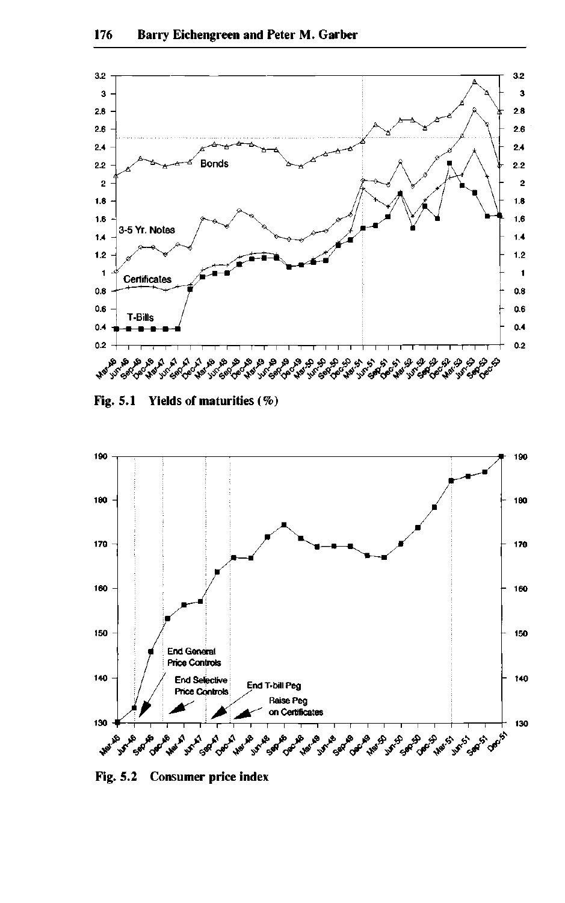Fig. 5.1 Yields of maturities (%)

Fig. 5.2 Consumer price index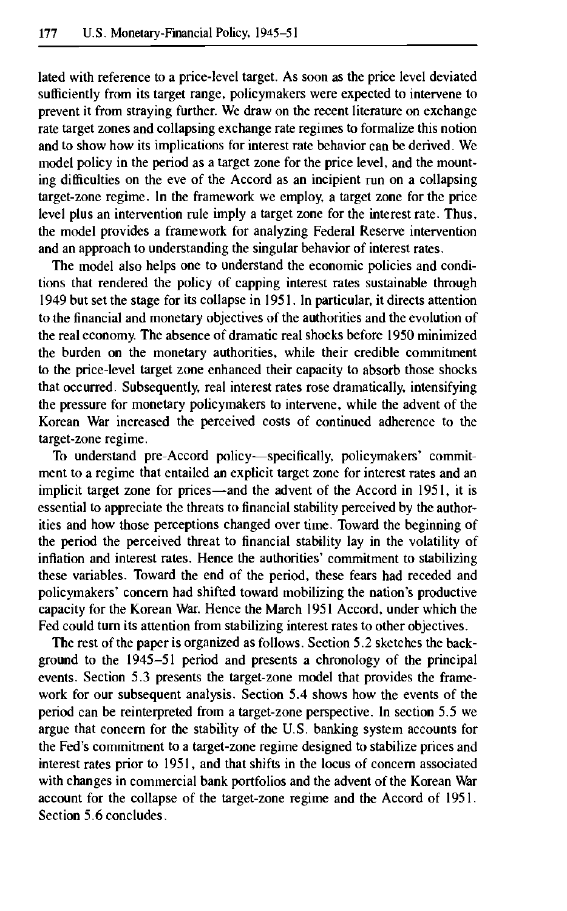lated with reference to a price-level target. As soon as the price level deviated sufficiently from its target range, policymakers were expected to intervene to prevent it from straying further. We draw on the recent literature on exchange rate target zones and collapsing exchange rate regimes to formalize this notion and to show how its implications for interest rate behavior can be derived. We model policy in the period as a target zone for the price level, and the mounting difficulties on the eve of the Accord as an incipient run on a collapsing target-zone regime. In the framework we employ, a target zone for the price level plus an intervention rule imply a target zone for the interest rate. Thus, the model provides a framework for analyzing Federal Reserve intervention and an approach to understanding the singular behavior of interest rates.

The model also helps one to understand the economic policies and conditions that rendered the policy of capping interest rates sustainable through 1949 but set the stage for its collapse in 1951. In particular, it directs attention to the financial and monetary objectives of the authorities and the evolution of the real economy. The absence of dramatic real shocks before 1950 minimized the burden on the monetary authorities, while their credible commitment to the price-level target zone enhanced their capacity to absorb those shocks that occurred. Subsequently, real interest rates rose dramatically, intensifying the pressure for monetary policymakers to intervene, while the advent of the Korean War increased the perceived costs of continued adherence to the target-zone regime.

To understand pre-Accord policy—specifically, policymakers' commitment to a regime that entailed an explicit target zone for interest rates and an implicit target zone for prices—and the advent of the Accord in 1951, it is essential to appreciate the threats to financial stability perceived by the authorities and how those perceptions changed over time. Toward the beginning of the period the perceived threat to financial stability lay in the volatility of inflation and interest rates. Hence the authorities' commitment to stabilizing these variables. Toward the end of the period, these fears had receded and policymakers' concern had shifted toward mobilizing the nation's productive capacity for the Korean War. Hence the March 1951 Accord, under which the Fed could turn its attention from stabilizing interest rates to other objectives.

The rest of the paper is organized as follows. Section 5.2 sketches the background to the 1945–51 period and presents a chronology of the principal events. Section 5.3 presents the target-zone model that provides the framework for our subsequent analysis. Section 5.4 shows how the events of the period can be reinterpreted from a target-zone perspective. In section 5.5 we argue that concern for the stability of the U.S. banking system accounts for the Fed's commitment to a target-zone regime designed to stabilize prices and interest rates prior to 1951, and that shifts in the locus of concern associated with changes in commercial bank portfolios and the advent of the Korean War account for the collapse of the target-zone regime and the Accord of 1951. Section 5.6 concludes.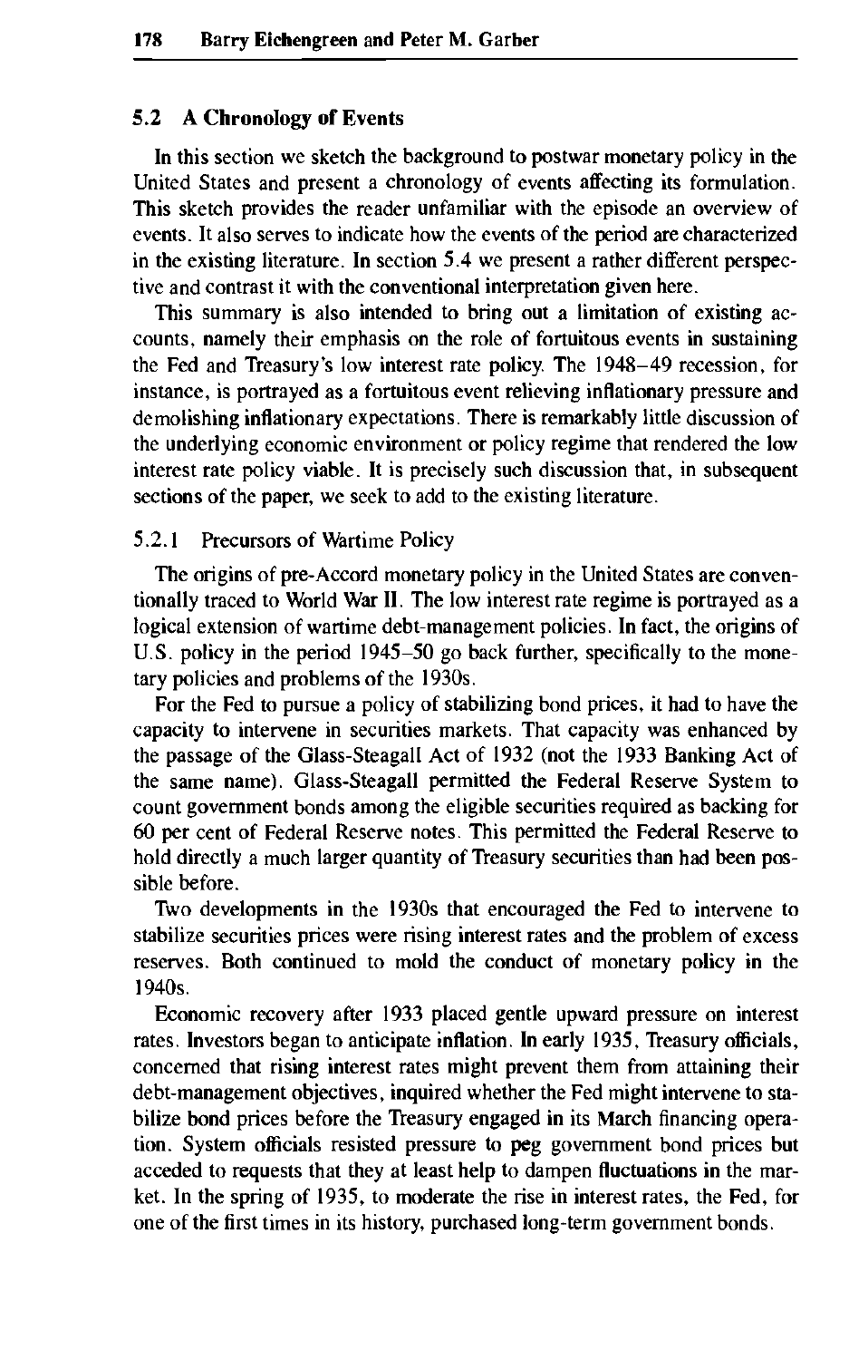## 5.2 A Chronology of Events

In this section we sketch the background to postwar monetary policy in the United States and present a chronology of events affecting its formulation. This sketch provides the reader unfamiliar with the episode an overview of events. It also serves to indicate how the events of the period are characterized in the existing literature. In section 5.4 we present a rather different perspective and contrast it with the conventional interpretation given here.

This summary is also intended to bring out a limitation of existing accounts, namely their emphasis on the role of fortuitous events in sustaining the Fed and Treasury's low interest rate policy. The 1948–49 recession, for instance, is portrayed as a fortuitous event relieving inflationary pressure and demolishing inflationary expectations. There is remarkably little discussion of the underlying economic environment or policy regime that rendered the low interest rate policy viable. It is precisely such discussion that, in subsequent sections of the paper, we seek to add to the existing literature.

### 5.2.1 Precursors of Wartime Policy

The origins of pre-Accord monetary policy in the United States are conventionally traced to World War II. The low interest rate regime is portrayed as a logical extension of wartime debt-management policies. In fact, the origins of U.S. policy in the period 1945–50 go back further, specifically to the monetary policies and problems of the 1930s.

For the Fed to pursue a policy of stabilizing bond prices, it had to have the capacity to intervene in securities markets. That capacity was enhanced by the passage of the Glass-Steagall Act of 1932 (not the 1933 Banking Act of the same name). Glass-Steagall permitted the Federal Reserve System to count government bonds among the eligible securities required as backing for 60 per cent of Federal Reserve notes. This permitted the Federal Reserve to hold directly a much larger quantity of Treasury securities than had been possible before.

Two developments in the 1930s that encouraged the Fed to intervene to stabilize securities prices were rising interest rates and the problem of excess reserves. Both continued to mold the conduct of monetary policy in the 1940s.

Economic recovery after 1933 placed gentle upward pressure on interest rates. Investors began to anticipate inflation. In early 1935, Treasury officials, concerned that rising interest rates might prevent them from attaining their debt-management objectives, inquired whether the Fed might intervene to stabilize bond prices before the Treasury engaged in its March financing operation. System officials resisted pressure to peg government bond prices but acceded to requests that they at least help to dampen fluctuations in the market. In the spring of 1935, to moderate the rise in interest rates, the Fed, for one of the first times in its history, purchased long-term government bonds.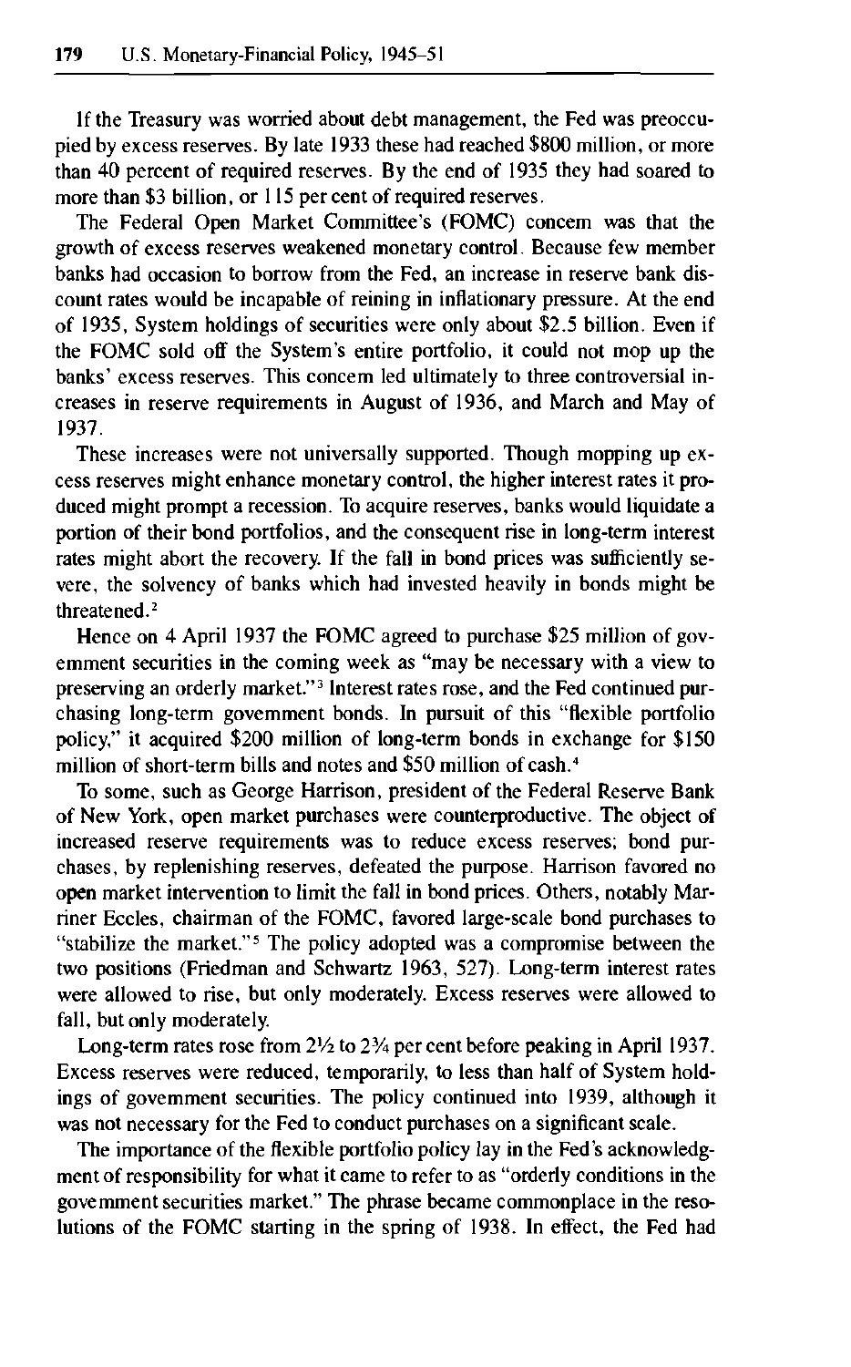If the Treasury was worried about debt management, the Fed was preoccupied by excess reserves. By late 1933 these had reached $800 million, or more than 40 percent of required reserves. By the end of 1935 they had soared to more than $3 billion, or 115 per cent of required reserves.

The Federal Open Market Committee's (FOMC) concern was that the growth of excess reserves weakened monetary control. Because few member banks had occasion to borrow from the Fed, an increase in reserve bank discount rates would be incapable of reining in inflationary pressure. At the end of 1935, System holdings of securities were only about $2.5 billion. Even if the FOMC sold off the System's entire portfolio, it could not mop up the banks' excess reserves. This concern led ultimately to three controversial increases in reserve requirements in August of 1936, and March and May of 1937.

These increases were not universally supported. Though mopping up excess reserves might enhance monetary control, the higher interest rates it produced might prompt a recession. To acquire reserves, banks would liquidate a portion of their bond portfolios, and the consequent rise in long-term interest rates might abort the recovery. If the fall in bond prices was sufficiently severe, the solvency of banks which had invested heavily in bonds might be threatened.[2]

Hence on 4 April 1937 the FOMC agreed to purchase $25 million of government securities in the coming week as "may be necessary with a view to preserving an orderly market."[3] Interest rates rose, and the Fed continued purchasing long-term government bonds. In pursuit of this "flexible portfolio policy," it acquired $200 million of long-term bonds in exchange for $150 million of short-term bills and notes and $50 million of cash.[4]

To some, such as George Harrison, president of the Federal Reserve Bank of New York, open market purchases were counterproductive. The object of increased reserve requirements was to reduce excess reserves; bond purchases, by replenishing reserves, defeated the purpose. Harrison favored no open market intervention to limit the fall in bond prices. Others, notably Marriner Eccles, chairman of the FOMC, favored large-scale bond purchases to "stabilize the market."[5] The policy adopted was a compromise between the two positions (Friedman and Schwartz 1963, 527). Long-term interest rates were allowed to rise, but only moderately. Excess reserves were allowed to fall, but only moderately.

Long-term rates rose from 2½ to 2¾ per cent before peaking in April 1937. Excess reserves were reduced, temporarily, to less than half of System holdings of government securities. The policy continued into 1939, although it was not necessary for the Fed to conduct purchases on a significant scale.

The importance of the flexible portfolio policy lay in the Fed's acknowledgment of responsibility for what it came to refer to as "orderly conditions in the government securities market." The phrase became commonplace in the resolutions of the FOMC starting in the spring of 1938. In effect, the Fed had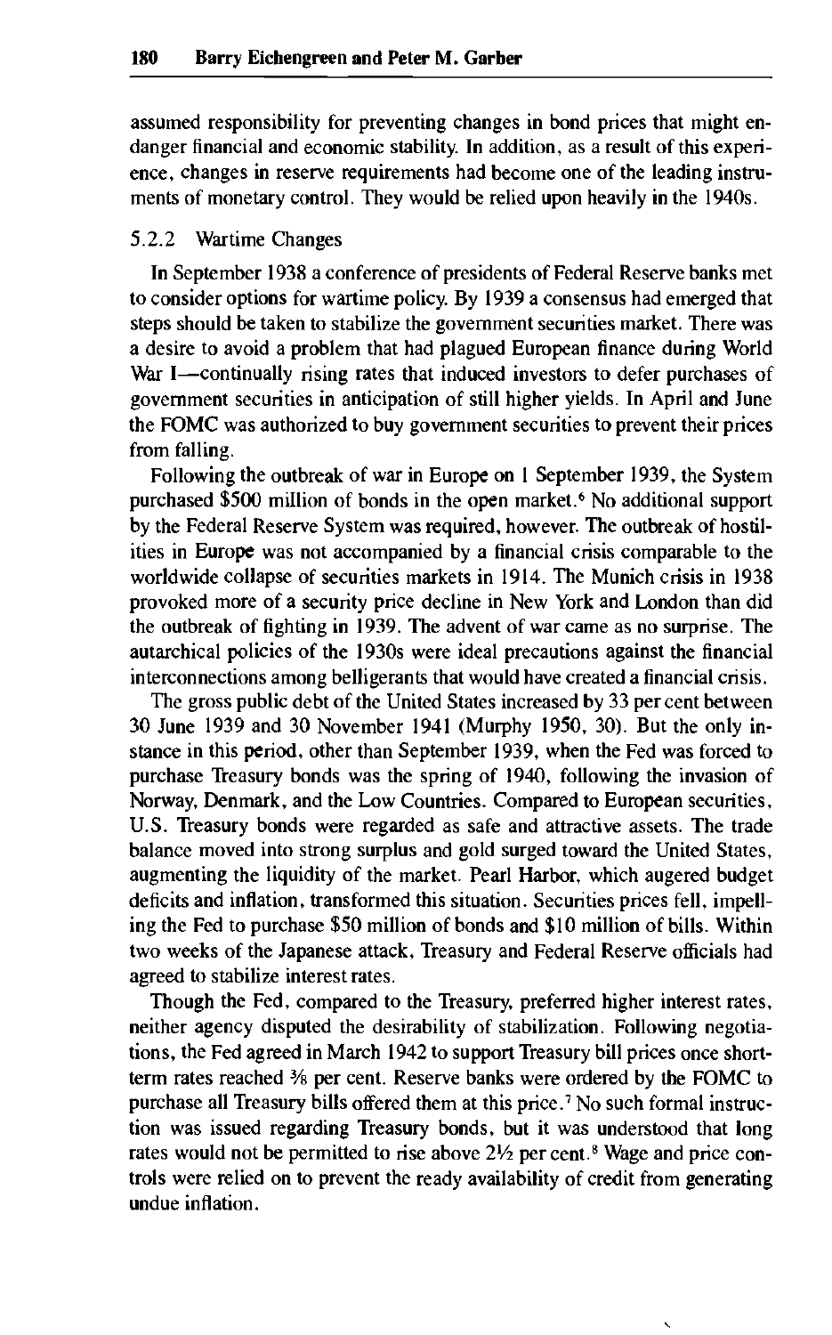assumed responsibility for preventing changes in bond prices that might endanger financial and economic stability. In addition, as a result of this experience, changes in reserve requirements had become one of the leading instruments of monetary control. They would be relied upon heavily in the 1940s.

### 5.2.2 Wartime Changes

In September 1938 a conference of presidents of Federal Reserve banks met to consider options for wartime policy. By 1939 a consensus had emerged that steps should be taken to stabilize the government securities market. There was a desire to avoid a problem that had plagued European finance during World War I—continually rising rates that induced investors to defer purchases of government securities in anticipation of still higher yields. In April and June the FOMC was authorized to buy government securities to prevent their prices from falling.

Following the outbreak of war in Europe on 1 September 1939, the System purchased $500 million of bonds in the open market.[6] No additional support by the Federal Reserve System was required, however. The outbreak of hostilities in Europe was not accompanied by a financial crisis comparable to the worldwide collapse of securities markets in 1914. The Munich crisis in 1938 provoked more of a security price decline in New York and London than did the outbreak of fighting in 1939. The advent of war came as no surprise. The autarchical policies of the 1930s were ideal precautions against the financial interconnections among belligerants that would have created a financial crisis.

The gross public debt of the United States increased by 33 per cent between 30 June 1939 and 30 November 1941 (Murphy 1950, 30). But the only instance in this period, other than September 1939, when the Fed was forced to purchase Treasury bonds was the spring of 1940, following the invasion of Norway, Denmark, and the Low Countries. Compared to European securities, U.S. Treasury bonds were regarded as safe and attractive assets. The trade balance moved into strong surplus and gold surged toward the United States, augmenting the liquidity of the market. Pearl Harbor, which augered budget deficits and inflation, transformed this situation. Securities prices fell, impelling the Fed to purchase $50 million of bonds and $10 million of bills. Within two weeks of the Japanese attack, Treasury and Federal Reserve officials had agreed to stabilize interest rates.

Though the Fed, compared to the Treasury, preferred higher interest rates, neither agency disputed the desirability of stabilization. Following negotiations, the Fed agreed in March 1942 to support Treasury bill prices once short-term rates reached ⅜ per cent. Reserve banks were ordered by the FOMC to purchase all Treasury bills offered them at this price.[7] No such formal instruction was issued regarding Treasury bonds, but it was understood that long rates would not be permitted to rise above 2½ per cent.[8] Wage and price controls were relied on to prevent the ready availability of credit from generating undue inflation.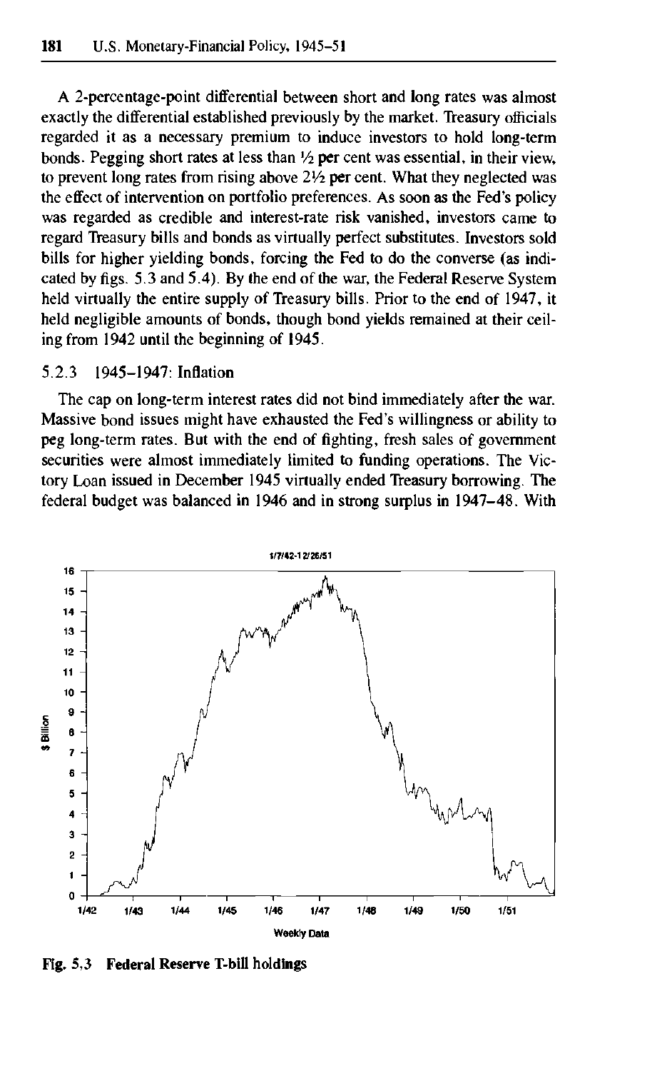A 2-percentage-point differential between short and long rates was almost exactly the differential established previously by the market. Treasury officials regarded it as a necessary premium to induce investors to hold long-term bonds. Pegging short rates at less than ½ per cent was essential, in their view, to prevent long rates from rising above 2½ per cent. What they neglected was the effect of intervention on portfolio preferences. As soon as the Fed's policy was regarded as credible and interest-rate risk vanished, investors came to regard Treasury bills and bonds as virtually perfect substitutes. Investors sold bills for higher yielding bonds, forcing the Fed to do the converse (as indicated by figs. 5.3 and 5.4). By the end of the war, the Federal Reserve System held virtually the entire supply of Treasury bills. Prior to the end of 1947, it held negligible amounts of bonds, though bond yields remained at their ceiling from 1942 until the beginning of 1945.

### 5.2.3 1945–1947: Inflation

The cap on long-term interest rates did not bind immediately after the war. Massive bond issues might have exhausted the Fed's willingness or ability to peg long-term rates. But with the end of fighting, fresh sales of government securities were almost immediately limited to funding operations. The Victory Loan issued in December 1945 virtually ended Treasury borrowing. The federal budget was balanced in 1946 and in strong surplus in 1947–48. With

**Fig. 5.3 Federal Reserve T-bill holdings**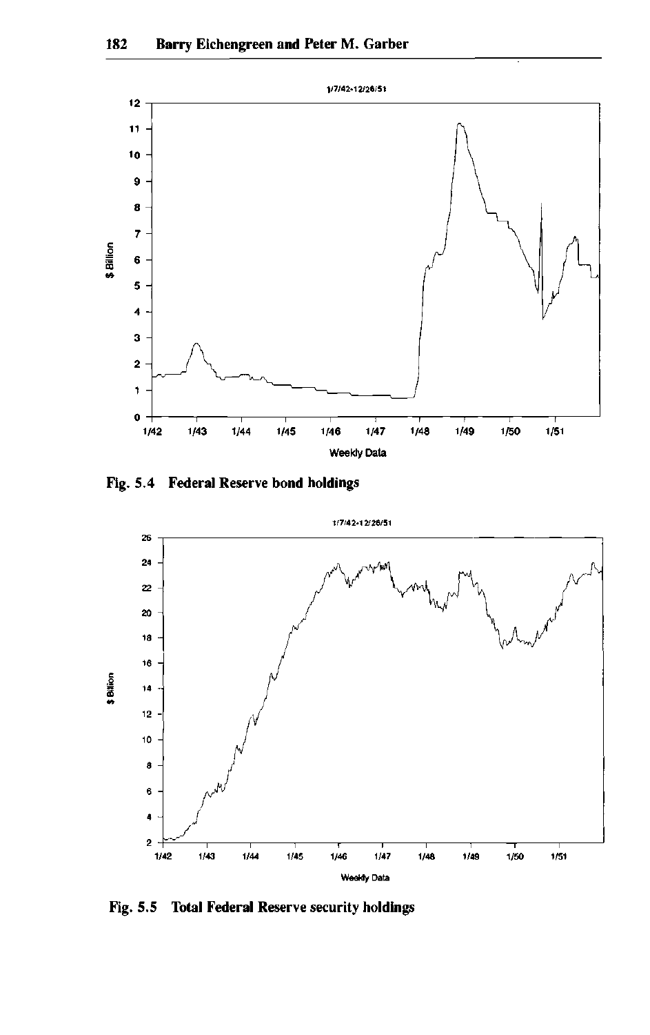Fig. 5.4 Federal Reserve bond holdings

Fig. 5.5 Total Federal Reserve security holdings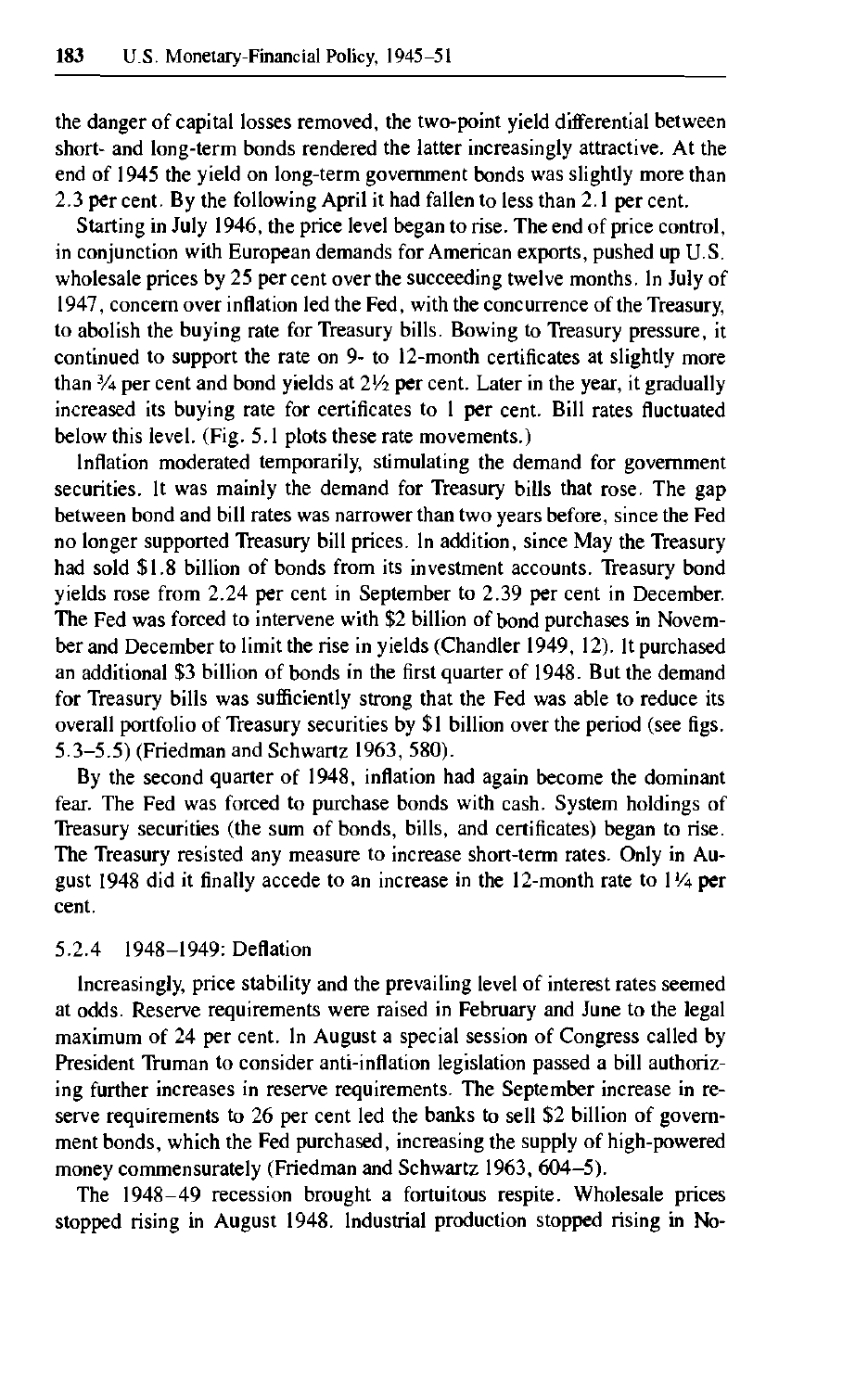the danger of capital losses removed, the two-point yield differential between short- and long-term bonds rendered the latter increasingly attractive. At the end of 1945 the yield on long-term government bonds was slightly more than 2.3 per cent. By the following April it had fallen to less than 2.1 per cent.

Starting in July 1946, the price level began to rise. The end of price control, in conjunction with European demands for American exports, pushed up U.S. wholesale prices by 25 per cent over the succeeding twelve months. In July of 1947, concern over inflation led the Fed, with the concurrence of the Treasury, to abolish the buying rate for Treasury bills. Bowing to Treasury pressure, it continued to support the rate on 9- to 12-month certificates at slightly more than ¾ per cent and bond yields at 2½ per cent. Later in the year, it gradually increased its buying rate for certificates to 1 per cent. Bill rates fluctuated below this level. (Fig. 5.1 plots these rate movements.)

Inflation moderated temporarily, stimulating the demand for government securities. It was mainly the demand for Treasury bills that rose. The gap between bond and bill rates was narrower than two years before, since the Fed no longer supported Treasury bill prices. In addition, since May the Treasury had sold $1.8 billion of bonds from its investment accounts. Treasury bond yields rose from 2.24 per cent in September to 2.39 per cent in December. The Fed was forced to intervene with $2 billion of bond purchases in November and December to limit the rise in yields (Chandler 1949, 12). It purchased an additional $3 billion of bonds in the first quarter of 1948. But the demand for Treasury bills was sufficiently strong that the Fed was able to reduce its overall portfolio of Treasury securities by $1 billion over the period (see figs. 5.3–5.5) (Friedman and Schwartz 1963, 580).

By the second quarter of 1948, inflation had again become the dominant fear. The Fed was forced to purchase bonds with cash. System holdings of Treasury securities (the sum of bonds, bills, and certificates) began to rise. The Treasury resisted any measure to increase short-term rates. Only in August 1948 did it finally accede to an increase in the 12-month rate to 1¼ per cent.

### 5.2.4 1948–1949: Deflation

Increasingly, price stability and the prevailing level of interest rates seemed at odds. Reserve requirements were raised in February and June to the legal maximum of 24 per cent. In August a special session of Congress called by President Truman to consider anti-inflation legislation passed a bill authorizing further increases in reserve requirements. The September increase in reserve requirements to 26 per cent led the banks to sell $2 billion of government bonds, which the Fed purchased, increasing the supply of high-powered money commensurately (Friedman and Schwartz 1963, 604–5).

The 1948–49 recession brought a fortuitous respite. Wholesale prices stopped rising in August 1948. Industrial production stopped rising in No-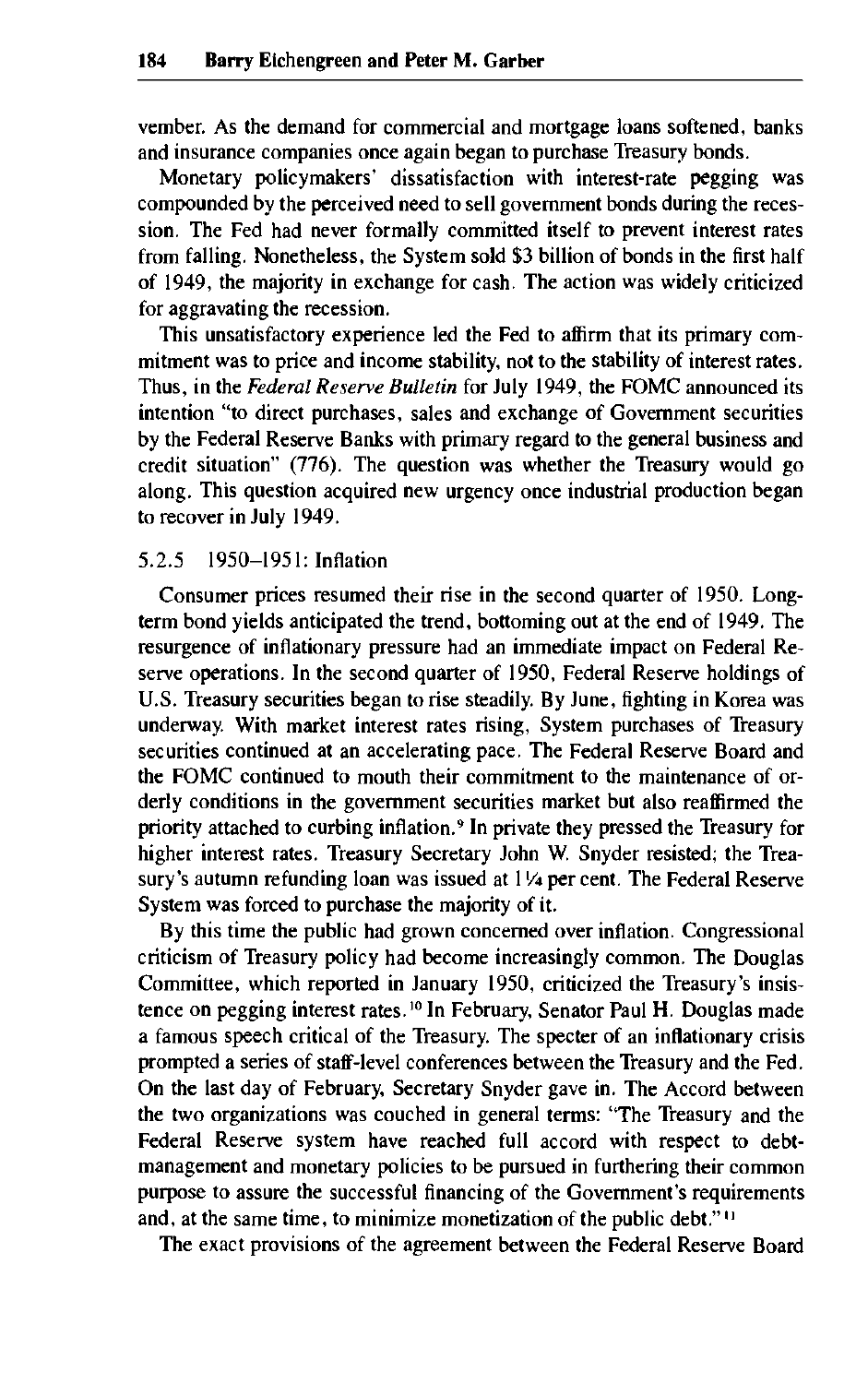vember. As the demand for commercial and mortgage loans softened, banks and insurance companies once again began to purchase Treasury bonds.

Monetary policymakers' dissatisfaction with interest-rate pegging was compounded by the perceived need to sell government bonds during the recession. The Fed had never formally committed itself to prevent interest rates from falling. Nonetheless, the System sold $3 billion of bonds in the first half of 1949, the majority in exchange for cash. The action was widely criticized for aggravating the recession.

This unsatisfactory experience led the Fed to affirm that its primary commitment was to price and income stability, not to the stability of interest rates. Thus, in the *Federal Reserve Bulletin* for July 1949, the FOMC announced its intention "to direct purchases, sales and exchange of Government securities by the Federal Reserve Banks with primary regard to the general business and credit situation" (776). The question was whether the Treasury would go along. This question acquired new urgency once industrial production began to recover in July 1949.

### 5.2.5 1950–1951: Inflation

Consumer prices resumed their rise in the second quarter of 1950. Long-term bond yields anticipated the trend, bottoming out at the end of 1949. The resurgence of inflationary pressure had an immediate impact on Federal Reserve operations. In the second quarter of 1950, Federal Reserve holdings of U.S. Treasury securities began to rise steadily. By June, fighting in Korea was underway. With market interest rates rising, System purchases of Treasury securities continued at an accelerating pace. The Federal Reserve Board and the FOMC continued to mouth their commitment to the maintenance of orderly conditions in the government securities market but also reaffirmed the priority attached to curbing inflation.[9] In private they pressed the Treasury for higher interest rates. Treasury Secretary John W. Snyder resisted; the Treasury's autumn refunding loan was issued at 1¼ per cent. The Federal Reserve System was forced to purchase the majority of it.

By this time the public had grown concerned over inflation. Congressional criticism of Treasury policy had become increasingly common. The Douglas Committee, which reported in January 1950, criticized the Treasury's insistence on pegging interest rates.[10] In February, Senator Paul H. Douglas made a famous speech critical of the Treasury. The specter of an inflationary crisis prompted a series of staff-level conferences between the Treasury and the Fed. On the last day of February, Secretary Snyder gave in. The Accord between the two organizations was couched in general terms: "The Treasury and the Federal Reserve system have reached full accord with respect to debt-management and monetary policies to be pursued in furthering their common purpose to assure the successful financing of the Government's requirements and, at the same time, to minimize monetization of the public debt."[11]

The exact provisions of the agreement between the Federal Reserve Board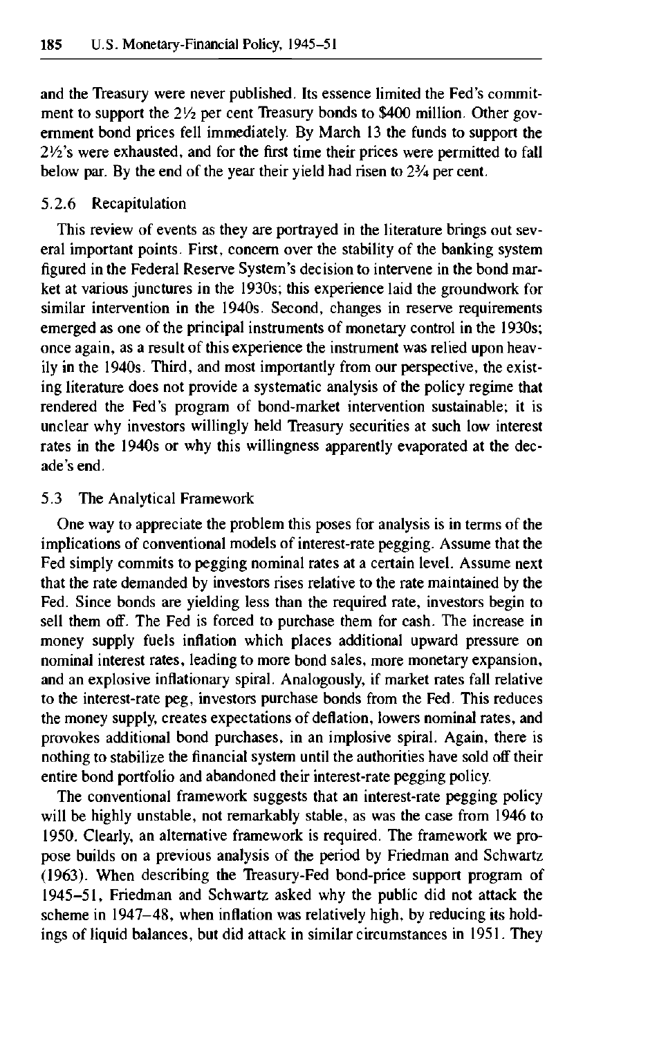and the Treasury were never published. Its essence limited the Fed's commitment to support the 2½ per cent Treasury bonds to $400 million. Other government bond prices fell immediately. By March 13 the funds to support the 2½'s were exhausted, and for the first time their prices were permitted to fall below par. By the end of the year their yield had risen to 2¾ per cent.

### 5.2.6 Recapitulation

This review of events as they are portrayed in the literature brings out several important points. First, concern over the stability of the banking system figured in the Federal Reserve System's decision to intervene in the bond market at various junctures in the 1930s; this experience laid the groundwork for similar intervention in the 1940s. Second, changes in reserve requirements emerged as one of the principal instruments of monetary control in the 1930s; once again, as a result of this experience the instrument was relied upon heavily in the 1940s. Third, and most importantly from our perspective, the existing literature does not provide a systematic analysis of the policy regime that rendered the Fed's program of bond-market intervention sustainable; it is unclear why investors willingly held Treasury securities at such low interest rates in the 1940s or why this willingness apparently evaporated at the decade's end.

## 5.3 The Analytical Framework

One way to appreciate the problem this poses for analysis is in terms of the implications of conventional models of interest-rate pegging. Assume that the Fed simply commits to pegging nominal rates at a certain level. Assume next that the rate demanded by investors rises relative to the rate maintained by the Fed. Since bonds are yielding less than the required rate, investors begin to sell them off. The Fed is forced to purchase them for cash. The increase in money supply fuels inflation which places additional upward pressure on nominal interest rates, leading to more bond sales, more monetary expansion, and an explosive inflationary spiral. Analogously, if market rates fall relative to the interest-rate peg, investors purchase bonds from the Fed. This reduces the money supply, creates expectations of deflation, lowers nominal rates, and provokes additional bond purchases, in an implosive spiral. Again, there is nothing to stabilize the financial system until the authorities have sold off their entire bond portfolio and abandoned their interest-rate pegging policy.

The conventional framework suggests that an interest-rate pegging policy will be highly unstable, not remarkably stable, as was the case from 1946 to 1950. Clearly, an alternative framework is required. The framework we propose builds on a previous analysis of the period by Friedman and Schwartz (1963). When describing the Treasury-Fed bond-price support program of 1945–51, Friedman and Schwartz asked why the public did not attack the scheme in 1947–48, when inflation was relatively high, by reducing its holdings of liquid balances, but did attack in similar circumstances in 1951. They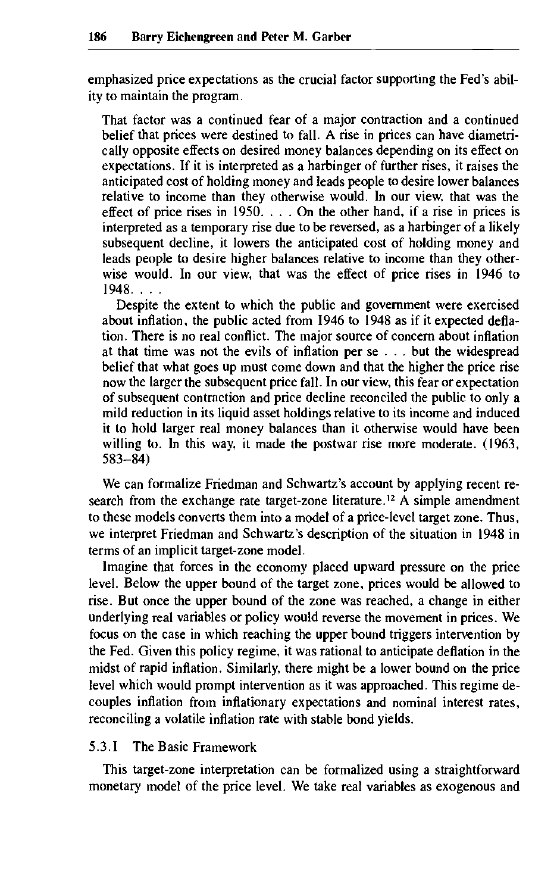emphasized price expectations as the crucial factor supporting the Fed's ability to maintain the program.

> That factor was a continued fear of a major contraction and a continued belief that prices were destined to fall. A rise in prices can have diametrically opposite effects on desired money balances depending on its effect on expectations. If it is interpreted as a harbinger of further rises, it raises the anticipated cost of holding money and leads people to desire lower balances relative to income than they otherwise would. In our view, that was the effect of price rises in 1950. . . . On the other hand, if a rise in prices is interpreted as a temporary rise due to be reversed, as a harbinger of a likely subsequent decline, it lowers the anticipated cost of holding money and leads people to desire higher balances relative to income than they otherwise would. In our view, that was the effect of price rises in 1946 to 1948. . . .
>
> Despite the extent to which the public and government were exercised about inflation, the public acted from 1946 to 1948 as if it expected deflation. There is no real conflict. The major source of concern about inflation at that time was not the evils of inflation per se . . . but the widespread belief that what goes up must come down and that the higher the price rise now the larger the subsequent price fall. In our view, this fear or expectation of subsequent contraction and price decline reconciled the public to only a mild reduction in its liquid asset holdings relative to its income and induced it to hold larger real money balances than it otherwise would have been willing to. In this way, it made the postwar rise more moderate. (1963, 583–84)

We can formalize Friedman and Schwartz's account by applying recent research from the exchange rate target-zone literature.[12] A simple amendment to these models converts them into a model of a price-level target zone. Thus, we interpret Friedman and Schwartz's description of the situation in 1948 in terms of an implicit target-zone model.

Imagine that forces in the economy placed upward pressure on the price level. Below the upper bound of the target zone, prices would be allowed to rise. But once the upper bound of the zone was reached, a change in either underlying real variables or policy would reverse the movement in prices. We focus on the case in which reaching the upper bound triggers intervention by the Fed. Given this policy regime, it was rational to anticipate deflation in the midst of rapid inflation. Similarly, there might be a lower bound on the price level which would prompt intervention as it was approached. This regime decouples inflation from inflationary expectations and nominal interest rates, reconciling a volatile inflation rate with stable bond yields.

### 5.3.1 The Basic Framework

This target-zone interpretation can be formalized using a straightforward monetary model of the price level. We take real variables as exogenous and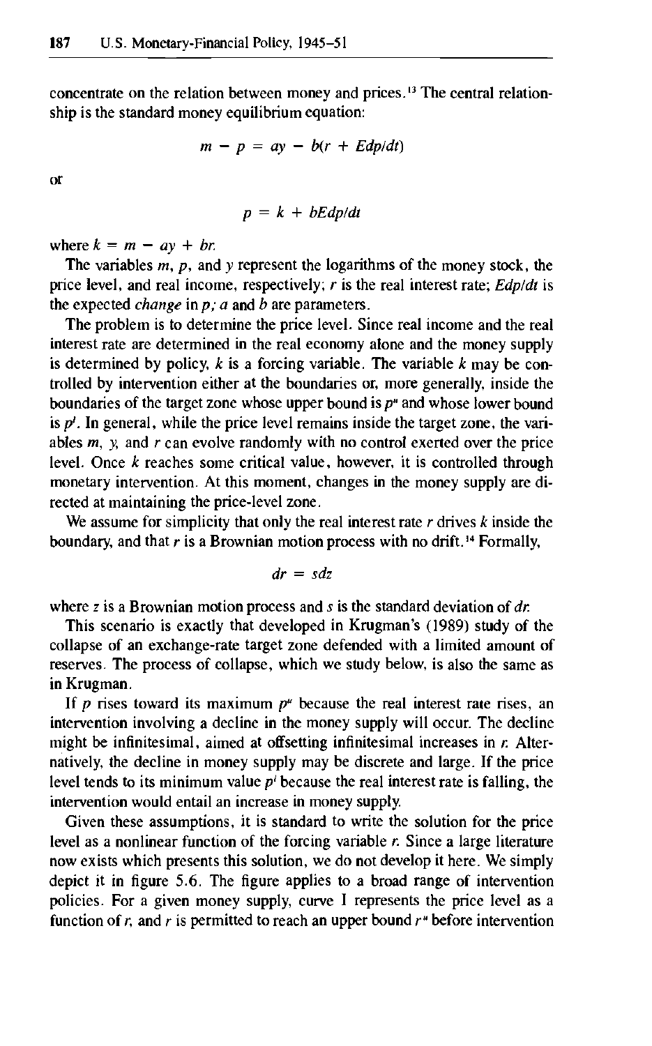concentrate on the relation between money and prices.[13] The central relationship is the standard money equilibrium equation:

$$m - p = ay - b(r + Edp/dt)$$

or

$$p = k + bEdp/dt$$

where $k = m - ay + br$.

The variables $m$, $p$, and $y$ represent the logarithms of the money stock, the price level, and real income, respectively; $r$ is the real interest rate; $Edp/dt$ is the expected *change* in $p$; $a$ and $b$ are parameters.

The problem is to determine the price level. Since real income and the real interest rate are determined in the real economy alone and the money supply is determined by policy, $k$ is a forcing variable. The variable $k$ may be controlled by intervention either at the boundaries or, more generally, inside the boundaries of the target zone whose upper bound is $p^u$ and whose lower bound is $p^l$. In general, while the price level remains inside the target zone, the variables $m$, $y$, and $r$ can evolve randomly with no control exerted over the price level. Once $k$ reaches some critical value, however, it is controlled through monetary intervention. At this moment, changes in the money supply are directed at maintaining the price-level zone.

We assume for simplicity that only the real interest rate $r$ drives $k$ inside the boundary, and that $r$ is a Brownian motion process with no drift.[14] Formally,

$$dr = sdz$$

where $z$ is a Brownian motion process and $s$ is the standard deviation of $dr$.

This scenario is exactly that developed in Krugman's (1989) study of the collapse of an exchange-rate target zone defended with a limited amount of reserves. The process of collapse, which we study below, is also the same as in Krugman.

If $p$ rises toward its maximum $p^u$ because the real interest rate rises, an intervention involving a decline in the money supply will occur. The decline might be infinitesimal, aimed at offsetting infinitesimal increases in $r$. Alternatively, the decline in money supply may be discrete and large. If the price level tends to its minimum value $p^l$ because the real interest rate is falling, the intervention would entail an increase in money supply.

Given these assumptions, it is standard to write the solution for the price level as a nonlinear function of the forcing variable $r$. Since a large literature now exists which presents this solution, we do not develop it here. We simply depict it in figure 5.6. The figure applies to a broad range of intervention policies. For a given money supply, curve I represents the price level as a function of $r$, and $r$ is permitted to reach an upper bound $r^u$ before intervention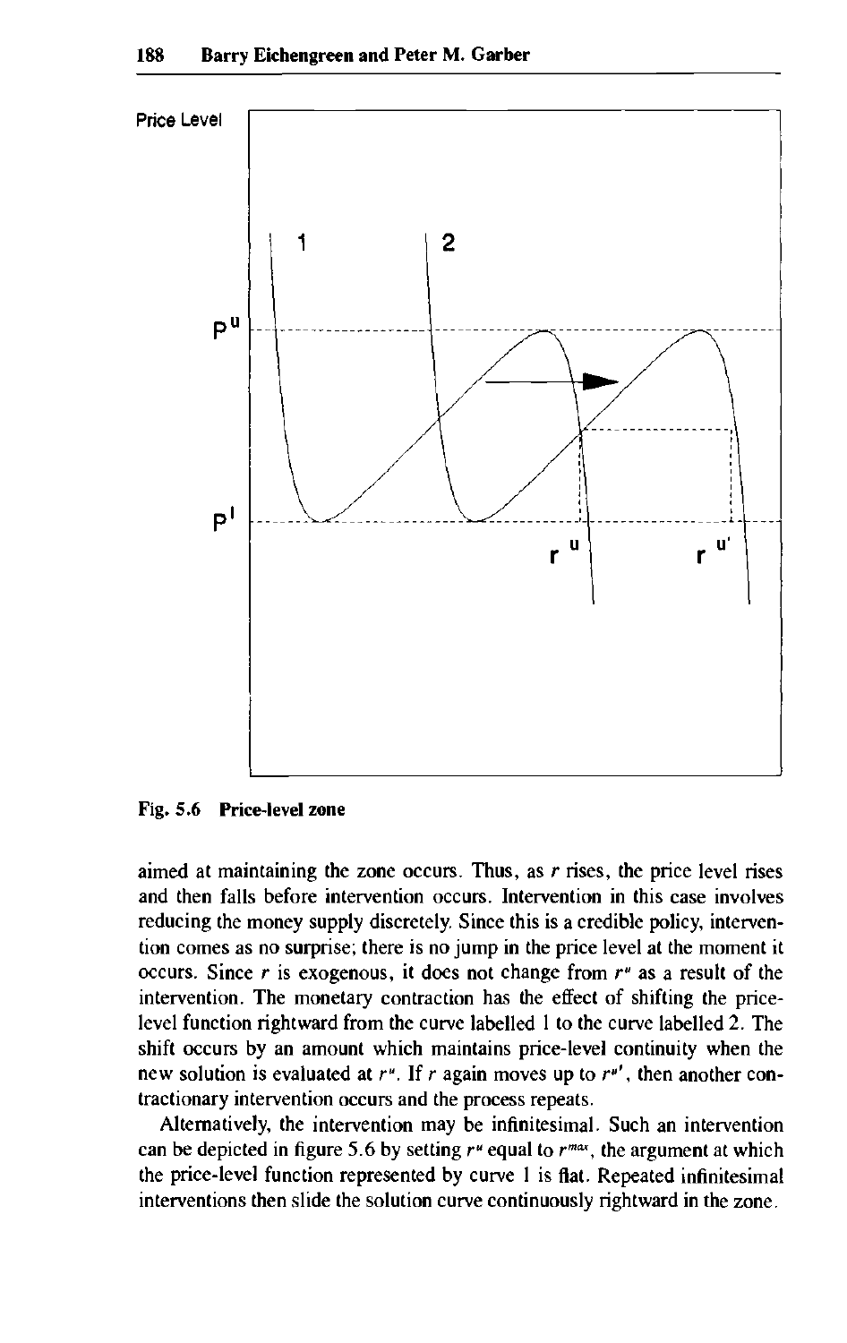Fig. 5.6 **Price-level zone**

aimed at maintaining the zone occurs. Thus, as $r$ rises, the price level rises and then falls before intervention occurs. Intervention in this case involves reducing the money supply discretely. Since this is a credible policy, intervention comes as no surprise; there is no jump in the price level at the moment it occurs. Since $r$ is exogenous, it does not change from $r^u$ as a result of the intervention. The monetary contraction has the effect of shifting the price-level function rightward from the curve labelled 1 to the curve labelled 2. The shift occurs by an amount which maintains price-level continuity when the new solution is evaluated at $r^u$. If $r$ again moves up to $r^{u'}$, then another contractionary intervention occurs and the process repeats.

Alternatively, the intervention may be infinitesimal. Such an intervention can be depicted in figure 5.6 by setting $r^u$ equal to $r^{max}$, the argument at which the price-level function represented by curve 1 is flat. Repeated infinitesimal interventions then slide the solution curve continuously rightward in the zone.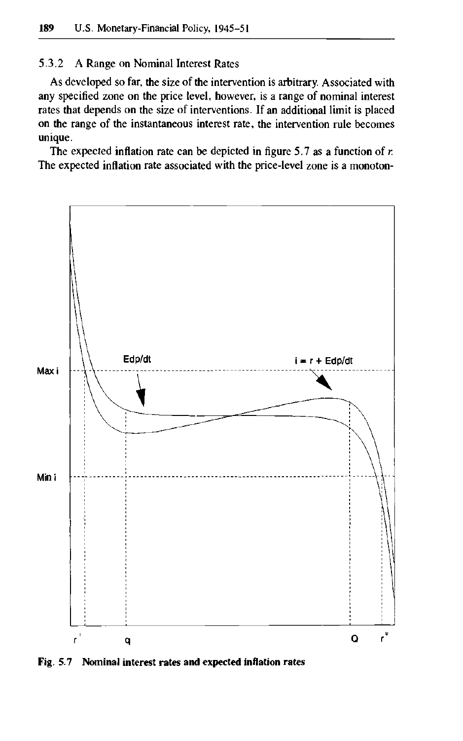### 5.3.2 A Range on Nominal Interest Rates

As developed so far, the size of the intervention is arbitrary. Associated with any specified zone on the price level, however, is a range of nominal interest rates that depends on the size of interventions. If an additional limit is placed on the range of the instantaneous interest rate, the intervention rule becomes unique.

The expected inflation rate can be depicted in figure 5.7 as a function of $r$. The expected inflation rate associated with the price-level zone is a monoton-

**Fig. 5.7 Nominal interest rates and expected inflation rates**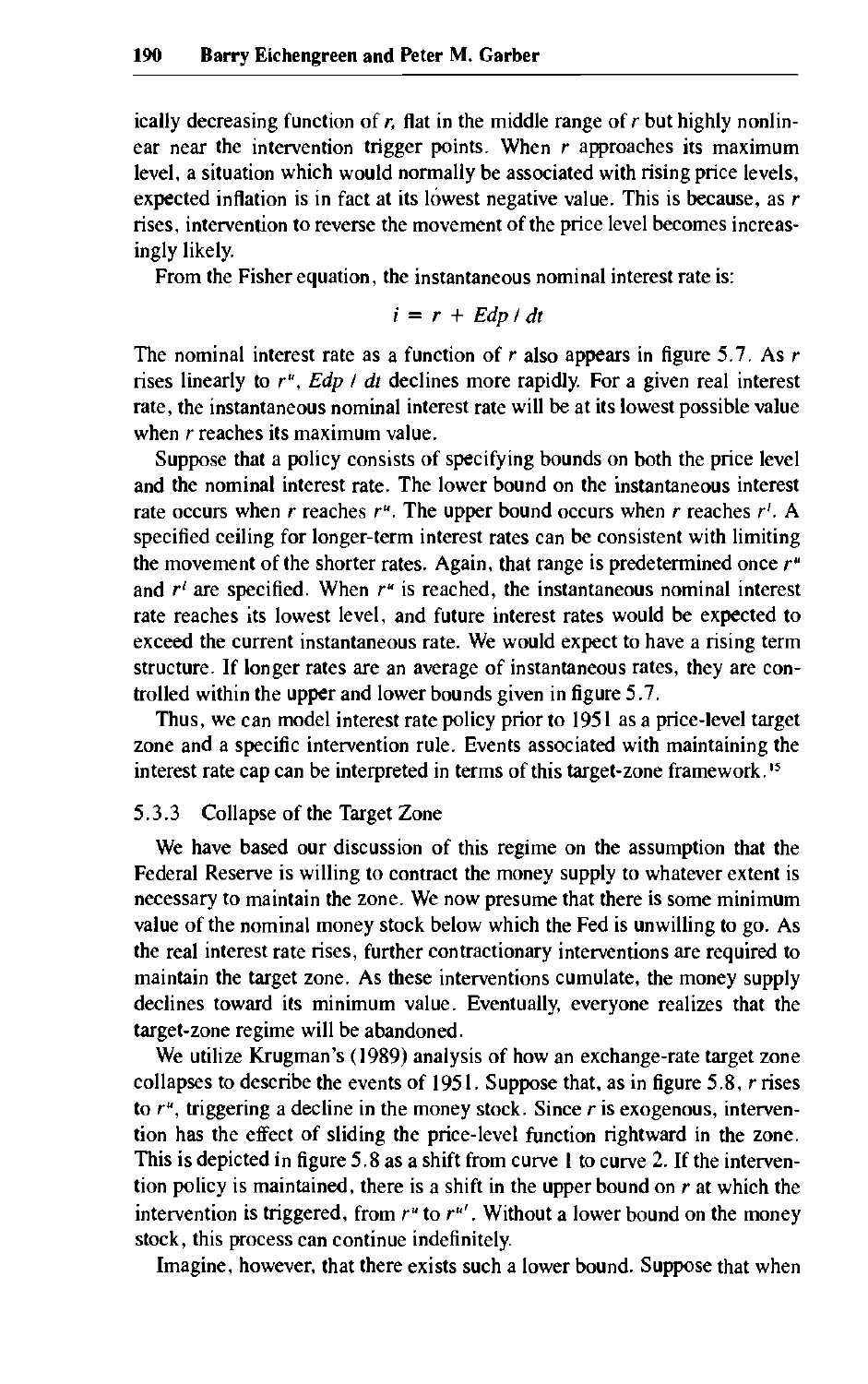ically decreasing function of $r$, flat in the middle range of $r$ but highly nonlinear near the intervention trigger points. When $r$ approaches its maximum level, a situation which would normally be associated with rising price levels, expected inflation is in fact at its lowest negative value. This is because, as $r$ rises, intervention to reverse the movement of the price level becomes increasingly likely.

From the Fisher equation, the instantaneous nominal interest rate is:

$$i = r + Edp / dt$$

The nominal interest rate as a function of $r$ also appears in figure 5.7. As $r$ rises linearly to $r^u$, $Edp / dt$ declines more rapidly. For a given real interest rate, the instantaneous nominal interest rate will be at its lowest possible value when $r$ reaches its maximum value.

Suppose that a policy consists of specifying bounds on both the price level and the nominal interest rate. The lower bound on the instantaneous interest rate occurs when $r$ reaches $r^u$. The upper bound occurs when $r$ reaches $r^l$. A specified ceiling for longer-term interest rates can be consistent with limiting the movement of the shorter rates. Again, that range is predetermined once $r^u$ and $r^l$ are specified. When $r^u$ is reached, the instantaneous nominal interest rate reaches its lowest level, and future interest rates would be expected to exceed the current instantaneous rate. We would expect to have a rising term structure. If longer rates are an average of instantaneous rates, they are controlled within the upper and lower bounds given in figure 5.7.

Thus, we can model interest rate policy prior to 1951 as a price-level target zone and a specific intervention rule. Events associated with maintaining the interest rate cap can be interpreted in terms of this target-zone framework.[15]

### 5.3.3 Collapse of the Target Zone

We have based our discussion of this regime on the assumption that the Federal Reserve is willing to contract the money supply to whatever extent is necessary to maintain the zone. We now presume that there is some minimum value of the nominal money stock below which the Fed is unwilling to go. As the real interest rate rises, further contractionary interventions are required to maintain the target zone. As these interventions cumulate, the money supply declines toward its minimum value. Eventually, everyone realizes that the target-zone regime will be abandoned.

We utilize Krugman's (1989) analysis of how an exchange-rate target zone collapses to describe the events of 1951. Suppose that, as in figure 5.8, $r$ rises to $r^u$, triggering a decline in the money stock. Since $r$ is exogenous, intervention has the effect of sliding the price-level function rightward in the zone. This is depicted in figure 5.8 as a shift from curve 1 to curve 2. If the intervention policy is maintained, there is a shift in the upper bound on $r$ at which the intervention is triggered, from $r^u$ to $r^{u\prime}$. Without a lower bound on the money stock, this process can continue indefinitely.

Imagine, however, that there exists such a lower bound. Suppose that when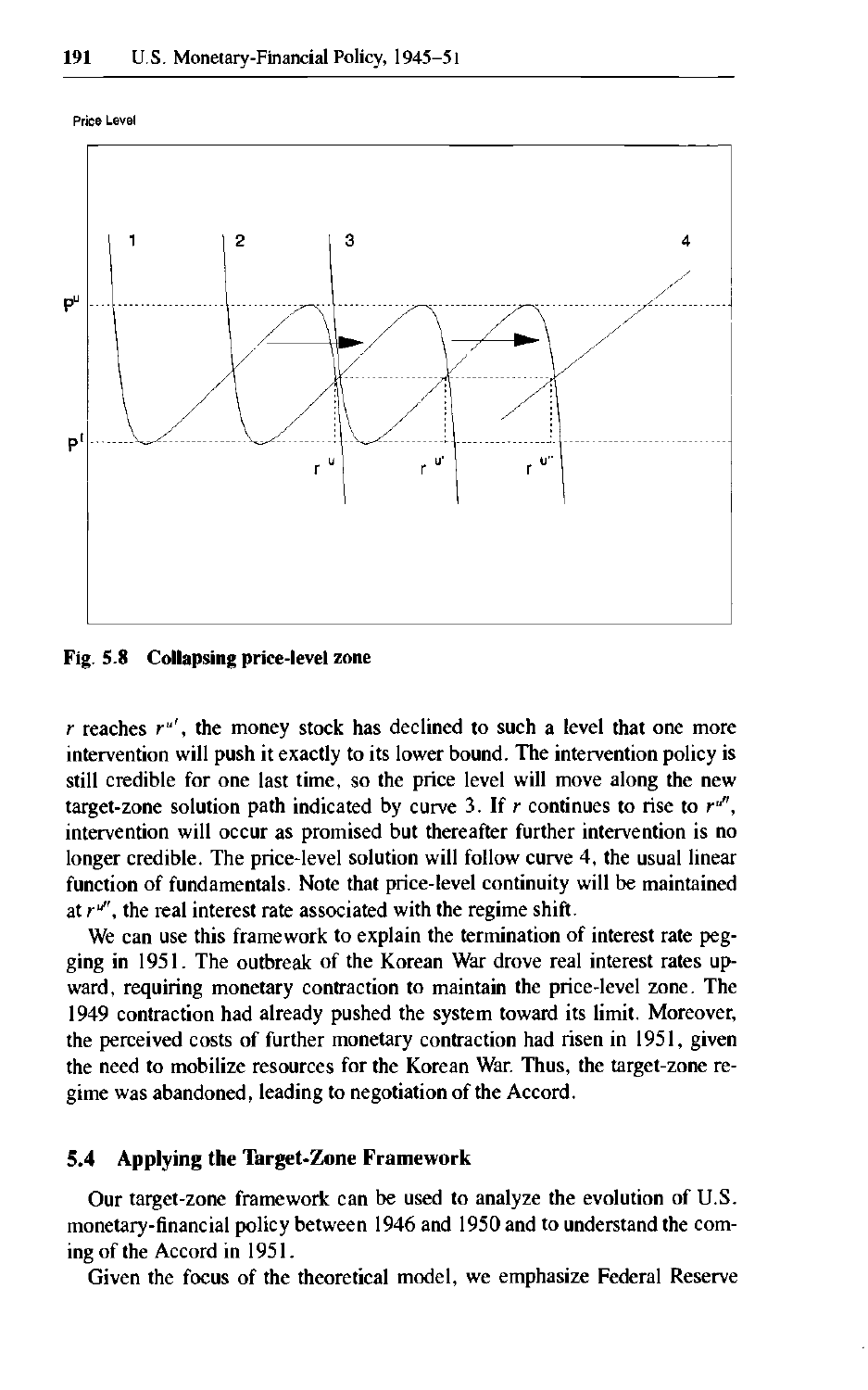Fig. 5.8 **Collapsing price-level zone**

$r$ reaches $r^{u\prime}$, the money stock has declined to such a level that one more intervention will push it exactly to its lower bound. The intervention policy is still credible for one last time, so the price level will move along the new target-zone solution path indicated by curve 3. If $r$ continues to rise to $r^{u\prime\prime}$, intervention will occur as promised but thereafter further intervention is no longer credible. The price-level solution will follow curve 4, the usual linear function of fundamentals. Note that price-level continuity will be maintained at $r^{u\prime\prime}$, the real interest rate associated with the regime shift.

We can use this framework to explain the termination of interest rate pegging in 1951. The outbreak of the Korean War drove real interest rates upward, requiring monetary contraction to maintain the price-level zone. The 1949 contraction had already pushed the system toward its limit. Moreover, the perceived costs of further monetary contraction had risen in 1951, given the need to mobilize resources for the Korean War. Thus, the target-zone regime was abandoned, leading to negotiation of the Accord.

## 5.4 Applying the Target-Zone Framework

Our target-zone framework can be used to analyze the evolution of U.S. monetary-financial policy between 1946 and 1950 and to understand the coming of the Accord in 1951.

Given the focus of the theoretical model, we emphasize Federal Reserve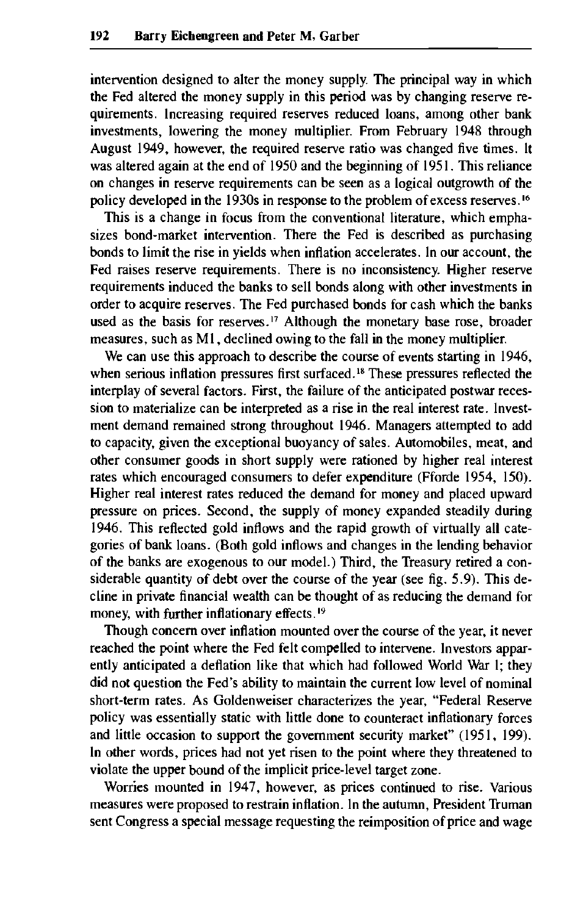intervention designed to alter the money supply. The principal way in which the Fed altered the money supply in this period was by changing reserve requirements. Increasing required reserves reduced loans, among other bank investments, lowering the money multiplier. From February 1948 through August 1949, however, the required reserve ratio was changed five times. It was altered again at the end of 1950 and the beginning of 1951. This reliance on changes in reserve requirements can be seen as a logical outgrowth of the policy developed in the 1930s in response to the problem of excess reserves.[16]

This is a change in focus from the conventional literature, which emphasizes bond-market intervention. There the Fed is described as purchasing bonds to limit the rise in yields when inflation accelerates. In our account, the Fed raises reserve requirements. There is no inconsistency. Higher reserve requirements induced the banks to sell bonds along with other investments in order to acquire reserves. The Fed purchased bonds for cash which the banks used as the basis for reserves.[17] Although the monetary base rose, broader measures, such as M1, declined owing to the fall in the money multiplier.

We can use this approach to describe the course of events starting in 1946, when serious inflation pressures first surfaced.[18] These pressures reflected the interplay of several factors. First, the failure of the anticipated postwar recession to materialize can be interpreted as a rise in the real interest rate. Investment demand remained strong throughout 1946. Managers attempted to add to capacity, given the exceptional buoyancy of sales. Automobiles, meat, and other consumer goods in short supply were rationed by higher real interest rates which encouraged consumers to defer expenditure (Fforde 1954, 150). Higher real interest rates reduced the demand for money and placed upward pressure on prices. Second, the supply of money expanded steadily during 1946. This reflected gold inflows and the rapid growth of virtually all categories of bank loans. (Both gold inflows and changes in the lending behavior of the banks are exogenous to our model.) Third, the Treasury retired a considerable quantity of debt over the course of the year (see fig. 5.9). This decline in private financial wealth can be thought of as reducing the demand for money, with further inflationary effects.[19]

Though concern over inflation mounted over the course of the year, it never reached the point where the Fed felt compelled to intervene. Investors apparently anticipated a deflation like that which had followed World War I; they did not question the Fed's ability to maintain the current low level of nominal short-term rates. As Goldenweiser characterizes the year, "Federal Reserve policy was essentially static with little done to counteract inflationary forces and little occasion to support the government security market" (1951, 199). In other words, prices had not yet risen to the point where they threatened to violate the upper bound of the implicit price-level target zone.

Worries mounted in 1947, however, as prices continued to rise. Various measures were proposed to restrain inflation. In the autumn, President Truman sent Congress a special message requesting the reimposition of price and wage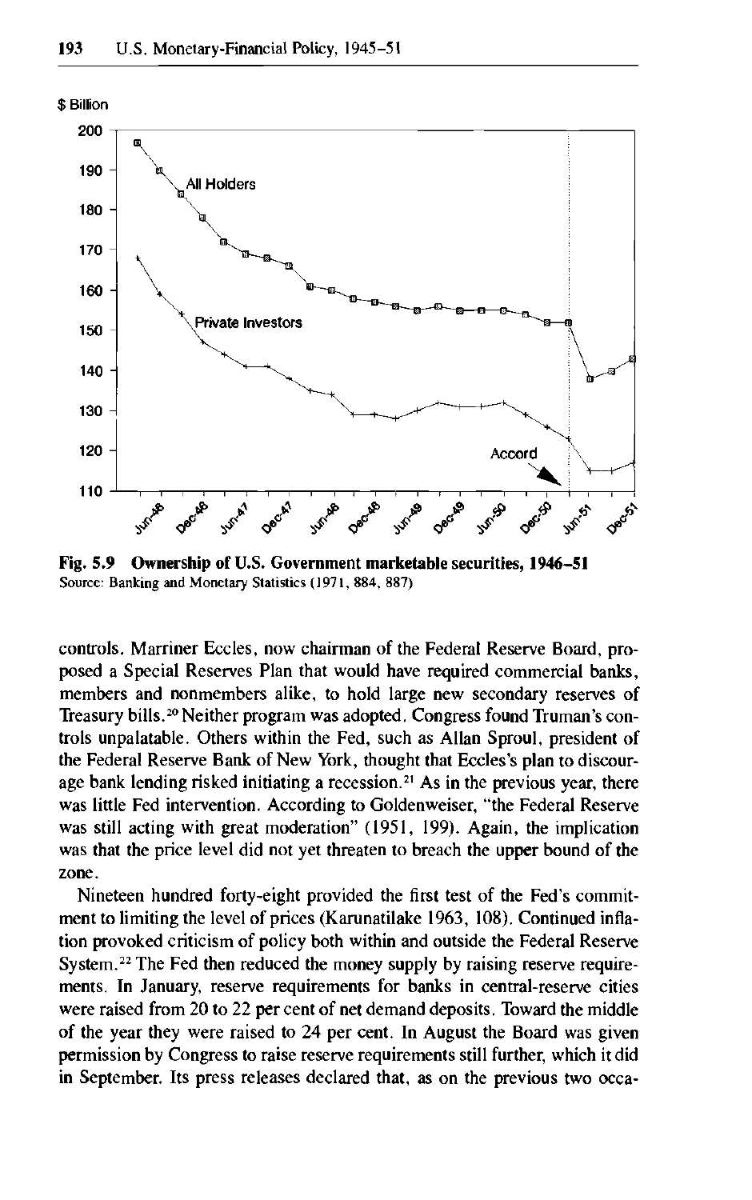Fig. 5.9 **Ownership of U.S. Government marketable securities, 1946–51**
Source: Banking and Monetary Statistics (1971, 884, 887)

controls. Marriner Eccles, now chairman of the Federal Reserve Board, proposed a Special Reserves Plan that would have required commercial banks, members and nonmembers alike, to hold large new secondary reserves of Treasury bills.[20] Neither program was adopted. Congress found Truman's controls unpalatable. Others within the Fed, such as Allan Sproul, president of the Federal Reserve Bank of New York, thought that Eccles's plan to discourage bank lending risked initiating a recession.[21] As in the previous year, there was little Fed intervention. According to Goldenweiser, "the Federal Reserve was still acting with great moderation" (1951, 199). Again, the implication was that the price level did not yet threaten to breach the upper bound of the zone.

Nineteen hundred forty-eight provided the first test of the Fed's commitment to limiting the level of prices (Karunatilake 1963, 108). Continued inflation provoked criticism of policy both within and outside the Federal Reserve System.[22] The Fed then reduced the money supply by raising reserve requirements. In January, reserve requirements for banks in central-reserve cities were raised from 20 to 22 per cent of net demand deposits. Toward the middle of the year they were raised to 24 per cent. In August the Board was given permission by Congress to raise reserve requirements still further, which it did in September. Its press releases declared that, as on the previous two occa-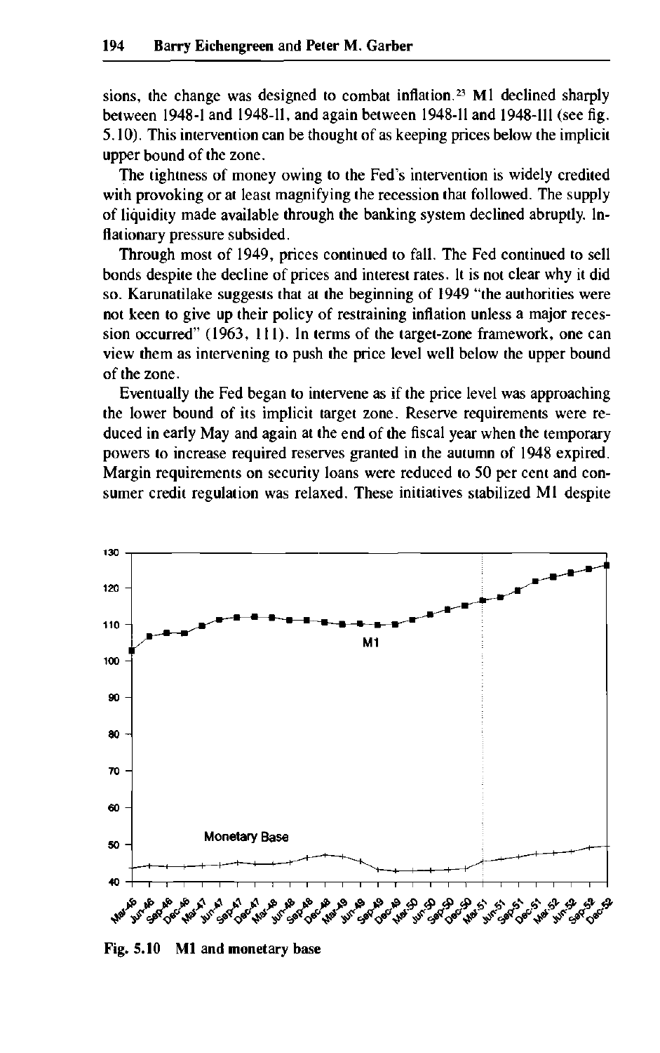sions, the change was designed to combat inflation.[23] M1 declined sharply between 1948-I and 1948-II, and again between 1948-II and 1948-III (see fig. 5.10). This intervention can be thought of as keeping prices below the implicit upper bound of the zone.

The tightness of money owing to the Fed's intervention is widely credited with provoking or at least magnifying the recession that followed. The supply of liquidity made available through the banking system declined abruptly. Inflationary pressure subsided.

Through most of 1949, prices continued to fall. The Fed continued to sell bonds despite the decline of prices and interest rates. It is not clear why it did so. Karunatilake suggests that at the beginning of 1949 "the authorities were not keen to give up their policy of restraining inflation unless a major recession occurred" (1963, 111). In terms of the target-zone framework, one can view them as intervening to push the price level well below the upper bound of the zone.

Eventually the Fed began to intervene as if the price level was approaching the lower bound of its implicit target zone. Reserve requirements were reduced in early May and again at the end of the fiscal year when the temporary powers to increase required reserves granted in the autumn of 1948 expired. Margin requirements on security loans were reduced to 50 per cent and consumer credit regulation was relaxed. These initiatives stabilized M1 despite

Fig. 5.10 M1 and monetary base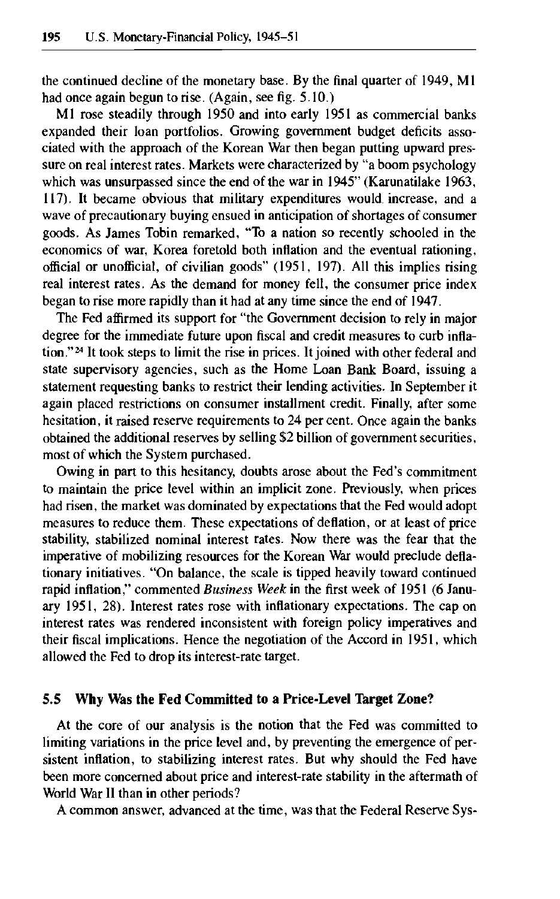the continued decline of the monetary base. By the final quarter of 1949, M1 had once again begun to rise. (Again, see fig. 5.10.)

M1 rose steadily through 1950 and into early 1951 as commercial banks expanded their loan portfolios. Growing government budget deficits associated with the approach of the Korean War then began putting upward pressure on real interest rates. Markets were characterized by "a boom psychology which was unsurpassed since the end of the war in 1945" (Karunatilake 1963, 117). It became obvious that military expenditures would increase, and a wave of precautionary buying ensued in anticipation of shortages of consumer goods. As James Tobin remarked, "To a nation so recently schooled in the economics of war, Korea foretold both inflation and the eventual rationing, official or unofficial, of civilian goods" (1951, 197). All this implies rising real interest rates. As the demand for money fell, the consumer price index began to rise more rapidly than it had at any time since the end of 1947.

The Fed affirmed its support for "the Government decision to rely in major degree for the immediate future upon fiscal and credit measures to curb inflation."[24] It took steps to limit the rise in prices. It joined with other federal and state supervisory agencies, such as the Home Loan Bank Board, issuing a statement requesting banks to restrict their lending activities. In September it again placed restrictions on consumer installment credit. Finally, after some hesitation, it raised reserve requirements to 24 per cent. Once again the banks obtained the additional reserves by selling $2 billion of government securities, most of which the System purchased.

Owing in part to this hesitancy, doubts arose about the Fed's commitment to maintain the price level within an implicit zone. Previously, when prices had risen, the market was dominated by expectations that the Fed would adopt measures to reduce them. These expectations of deflation, or at least of price stability, stabilized nominal interest rates. Now there was the fear that the imperative of mobilizing resources for the Korean War would preclude deflationary initiatives. "On balance, the scale is tipped heavily toward continued rapid inflation," commented *Business Week* in the first week of 1951 (6 January 1951, 28). Interest rates rose with inflationary expectations. The cap on interest rates was rendered inconsistent with foreign policy imperatives and their fiscal implications. Hence the negotiation of the Accord in 1951, which allowed the Fed to drop its interest-rate target.

## 5.5 Why Was the Fed Committed to a Price-Level Target Zone?

At the core of our analysis is the notion that the Fed was committed to limiting variations in the price level and, by preventing the emergence of persistent inflation, to stabilizing interest rates. But why should the Fed have been more concerned about price and interest-rate stability in the aftermath of World War II than in other periods?

A common answer, advanced at the time, was that the Federal Reserve Sys-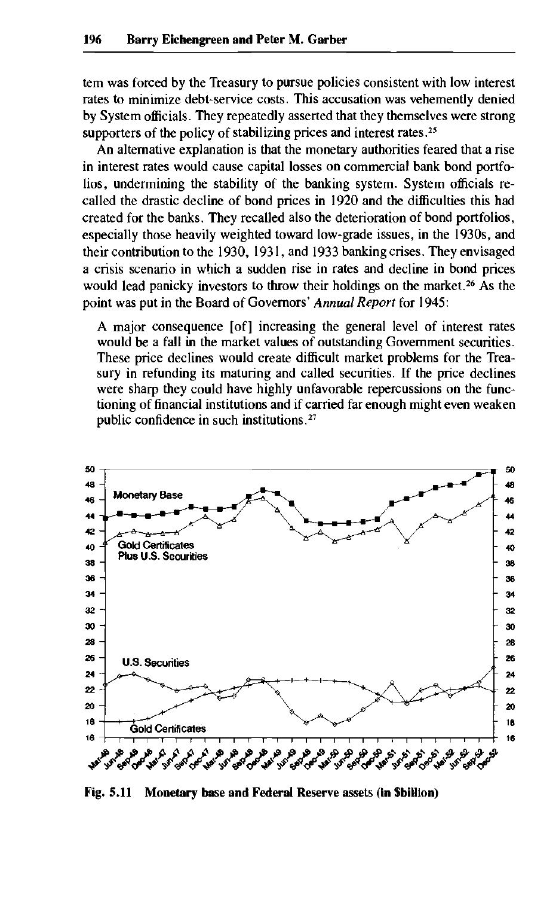tem was forced by the Treasury to pursue policies consistent with low interest rates to minimize debt-service costs. This accusation was vehemently denied by System officials. They repeatedly asserted that they themselves were strong supporters of the policy of stabilizing prices and interest rates.[25]

An alternative explanation is that the monetary authorities feared that a rise in interest rates would cause capital losses on commercial bank bond portfolios, undermining the stability of the banking system. System officials recalled the drastic decline of bond prices in 1920 and the difficulties this had created for the banks. They recalled also the deterioration of bond portfolios, especially those heavily weighted toward low-grade issues, in the 1930s, and their contribution to the 1930, 1931, and 1933 banking crises. They envisaged a crisis scenario in which a sudden rise in rates and decline in bond prices would lead panicky investors to throw their holdings on the market.[26] As the point was put in the Board of Governors' *Annual Report* for 1945:

> A major consequence [of] increasing the general level of interest rates would be a fall in the market values of outstanding Government securities. These price declines would create difficult market problems for the Treasury in refunding its maturing and called securities. If the price declines were sharp they could have highly unfavorable repercussions on the functioning of financial institutions and if carried far enough might even weaken public confidence in such institutions.[27]

**Fig. 5.11 Monetary base and Federal Reserve assets (in $billion)**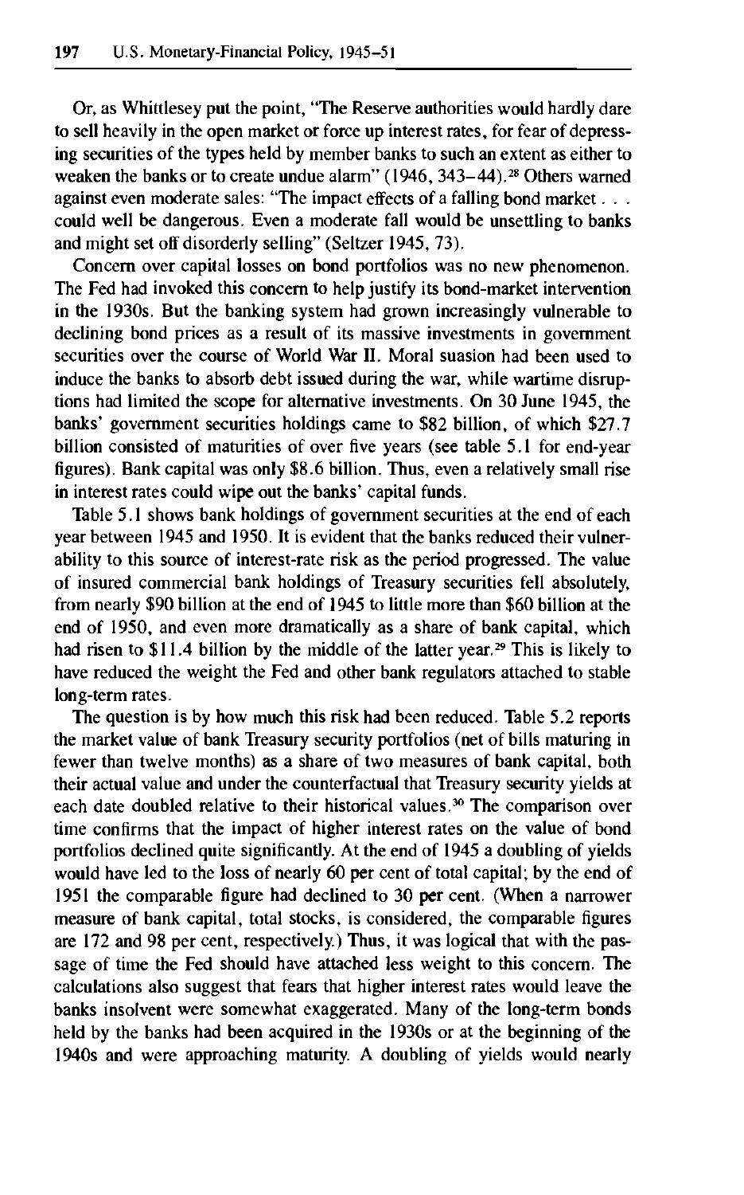Or, as Whittlesey put the point, "The Reserve authorities would hardly dare to sell heavily in the open market or force up interest rates, for fear of depressing securities of the types held by member banks to such an extent as either to weaken the banks or to create undue alarm" (1946, 343–44).[28] Others warned against even moderate sales: "The impact effects of a falling bond market . . . could well be dangerous. Even a moderate fall would be unsettling to banks and might set off disorderly selling" (Seltzer 1945, 73).

Concern over capital losses on bond portfolios was no new phenomenon. The Fed had invoked this concern to help justify its bond-market intervention in the 1930s. But the banking system had grown increasingly vulnerable to declining bond prices as a result of its massive investments in government securities over the course of World War II. Moral suasion had been used to induce the banks to absorb debt issued during the war, while wartime disruptions had limited the scope for alternative investments. On 30 June 1945, the banks' government securities holdings came to $82 billion, of which $27.7 billion consisted of maturities of over five years (see table 5.1 for end-year figures). Bank capital was only $8.6 billion. Thus, even a relatively small rise in interest rates could wipe out the banks' capital funds.

Table 5.1 shows bank holdings of government securities at the end of each year between 1945 and 1950. It is evident that the banks reduced their vulnerability to this source of interest-rate risk as the period progressed. The value of insured commercial bank holdings of Treasury securities fell absolutely, from nearly $90 billion at the end of 1945 to little more than $60 billion at the end of 1950, and even more dramatically as a share of bank capital, which had risen to $11.4 billion by the middle of the latter year.[29] This is likely to have reduced the weight the Fed and other bank regulators attached to stable long-term rates.

The question is by how much this risk had been reduced. Table 5.2 reports the market value of bank Treasury security portfolios (net of bills maturing in fewer than twelve months) as a share of two measures of bank capital, both their actual value and under the counterfactual that Treasury security yields at each date doubled relative to their historical values.[30] The comparison over time confirms that the impact of higher interest rates on the value of bond portfolios declined quite significantly. At the end of 1945 a doubling of yields would have led to the loss of nearly 60 per cent of total capital; by the end of 1951 the comparable figure had declined to 30 per cent. (When a narrower measure of bank capital, total stocks, is considered, the comparable figures are 172 and 98 per cent, respectively.) Thus, it was logical that with the passage of time the Fed should have attached less weight to this concern. The calculations also suggest that fears that higher interest rates would leave the banks insolvent were somewhat exaggerated. Many of the long-term bonds held by the banks had been acquired in the 1930s or at the beginning of the 1940s and were approaching maturity. A doubling of yields would nearly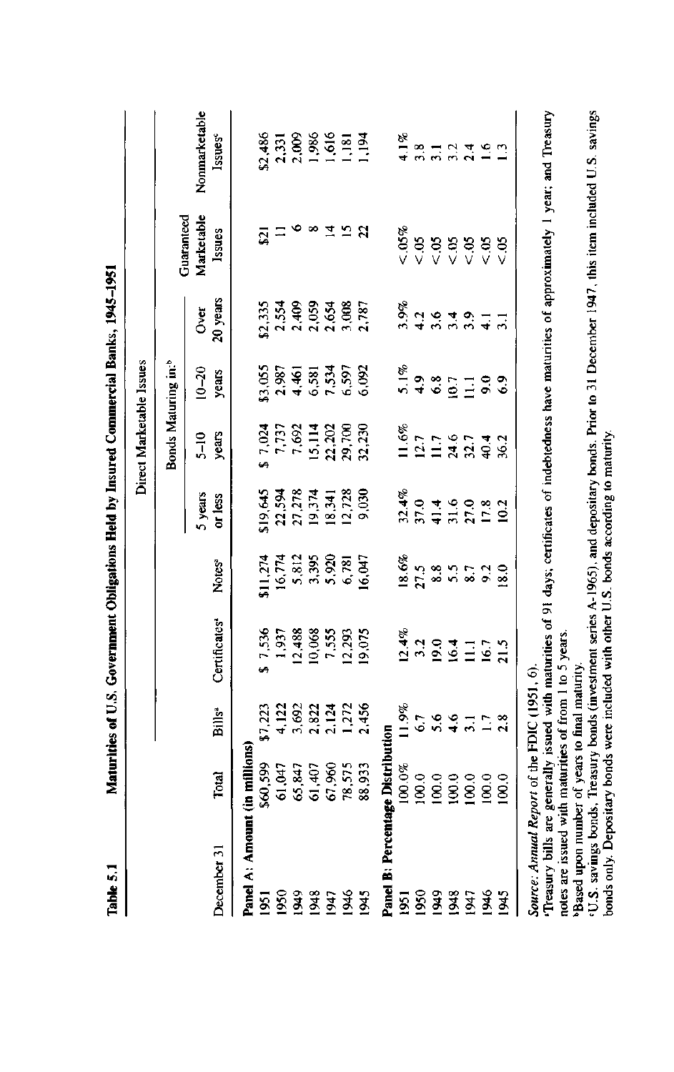**Table 5.1** Maturities of U.S. Government Obligations Held by Insured Commercial Banks, 1945–1951

| | | | | | Direct Marketable Issues | | | | | | |
|---|---|---|---|---|---|---|---|---|---|---|---|
| | | | | | Bonds Maturing in:[b] | | | | | | |
| December 31 | Total | Bills[a] | Certificates[a] | Notes[a] | 5 years or less | 5–10 years | 10–20 years | Over 20 years | Guaranteed Marketable Issues | Nonmarketable Issues[c] |
| **Panel A: Amount (in millions)** | | | | | | | | | | |
| 1951 | $60,599 | $7,223 | $ 7,536 | $11,274 | $19,645 | $ 7,024 | $3,055 | $2,335 | $21 | $2,486 |
| 1950 | 61,047 | 4,122 | 1,937 | 16,774 | 22,594 | 7,737 | 2,987 | 2,554 | 11 | 2,331 |
| 1949 | 65,847 | 3,692 | 12,488 | 5,812 | 27,278 | 7,692 | 4,461 | 2,409 | 6 | 2,009 |
| 1948 | 61,407 | 2,822 | 10,068 | 3,395 | 19,374 | 15,114 | 6,581 | 2,059 | 8 | 1,986 |
| 1947 | 67,960 | 2,124 | 7,555 | 5,920 | 18,341 | 22,202 | 7,534 | 2,654 | 14 | 1,616 |
| 1946 | 78,575 | 1,272 | 12,293 | 6,781 | 12,728 | 29,700 | 6,597 | 3,008 | 15 | 1,181 |
| 1945 | 88,933 | 2,456 | 19,075 | 16,047 | 9,030 | 32,230 | 6,092 | 2,787 | 22 | 1,194 |
| **Panel B: Percentage Distribution** | | | | | | | | | | |
| 1951 | 100.0% | 11.9% | 12.4% | 18.6% | 32.4% | 11.6% | 5.1% | 3.9% | <.05% | 4.1% |
| 1950 | 100.0 | 6.7 | 3.2 | 27.5 | 37.0 | 12.7 | 4.9 | 4.2 | <.05 | 3.8 |
| 1949 | 100.0 | 5.6 | 19.0 | 8.8 | 41.4 | 11.7 | 6.8 | 3.6 | <.05 | 3.1 |
| 1948 | 100.0 | 4.6 | 16.4 | 5.5 | 31.6 | 24.6 | 10.7 | 3.4 | <.05 | 3.2 |
| 1947 | 100.0 | 3.1 | 11.1 | 8.7 | 27.0 | 32.7 | 11.1 | 3.9 | <.05 | 2.4 |
| 1946 | 100.0 | 1.7 | 16.7 | 9.2 | 17.8 | 40.4 | 9.0 | 4.1 | <.05 | 1.6 |
| 1945 | 100.0 | 2.8 | 21.5 | 18.0 | 10.2 | 36.2 | 6.9 | 3.1 | <.05 | 1.3 |

*Source: Annual Report* of the FDIC (1951, 6).

[a]Treasury bills are generally issued with maturities of 91 days; certificates of indebtedness have maturities of approximately 1 year; and Treasury notes are issued with maturities of from 1 to 5 years.

[b]Based upon number of years to final maturity.

[c]U.S. savings bonds, Treasury bonds (investment series A-1965), and depositary bonds. Prior to 31 December 1947, this item included U.S. savings bonds only. Depositary bonds were included with other U.S. bonds according to maturity.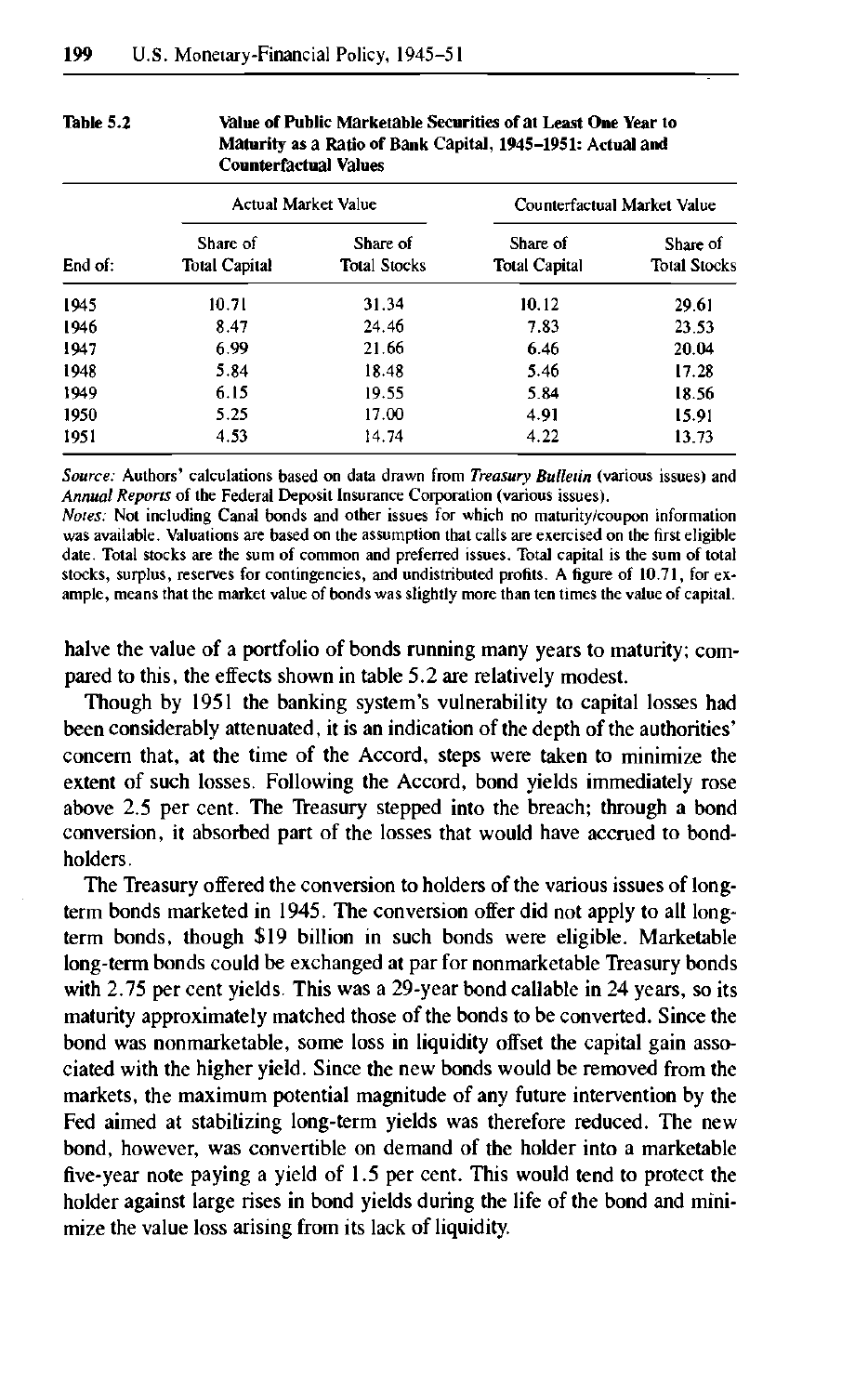**Table 5.2** **Value of Public Marketable Securities of at Least One Year to Maturity as a Ratio of Bank Capital, 1945–1951: Actual and Counterfactual Values**

| End of: | Actual Market Value | | Counterfactual Market Value | |
|---|---|---|---|---|
| | Share of Total Capital | Share of Total Stocks | Share of Total Capital | Share of Total Stocks |
| 1945 | 10.71 | 31.34 | 10.12 | 29.61 |
| 1946 | 8.47 | 24.46 | 7.83 | 23.53 |
| 1947 | 6.99 | 21.66 | 6.46 | 20.04 |
| 1948 | 5.84 | 18.48 | 5.46 | 17.28 |
| 1949 | 6.15 | 19.55 | 5.84 | 18.56 |
| 1950 | 5.25 | 17.00 | 4.91 | 15.91 |
| 1951 | 4.53 | 14.74 | 4.22 | 13.73 |

*Source:* Authors' calculations based on data drawn from *Treasury Bulletin* (various issues) and *Annual Reports* of the Federal Deposit Insurance Corporation (various issues).

*Notes:* Not including Canal bonds and other issues for which no maturity/coupon information was available. Valuations are based on the assumption that calls are exercised on the first eligible date. Total stocks are the sum of common and preferred issues. Total capital is the sum of total stocks, surplus, reserves for contingencies, and undistributed profits. A figure of 10.71, for example, means that the market value of bonds was slightly more than ten times the value of capital.

halve the value of a portfolio of bonds running many years to maturity; compared to this, the effects shown in table 5.2 are relatively modest.

Though by 1951 the banking system's vulnerability to capital losses had been considerably attenuated, it is an indication of the depth of the authorities' concern that, at the time of the Accord, steps were taken to minimize the extent of such losses. Following the Accord, bond yields immediately rose above 2.5 per cent. The Treasury stepped into the breach; through a bond conversion, it absorbed part of the losses that would have accrued to bondholders.

The Treasury offered the conversion to holders of the various issues of long-term bonds marketed in 1945. The conversion offer did not apply to all long-term bonds, though $19 billion in such bonds were eligible. Marketable long-term bonds could be exchanged at par for nonmarketable Treasury bonds with 2.75 per cent yields. This was a 29-year bond callable in 24 years, so its maturity approximately matched those of the bonds to be converted. Since the bond was nonmarketable, some loss in liquidity offset the capital gain associated with the higher yield. Since the new bonds would be removed from the markets, the maximum potential magnitude of any future intervention by the Fed aimed at stabilizing long-term yields was therefore reduced. The new bond, however, was convertible on demand of the holder into a marketable five-year note paying a yield of 1.5 per cent. This would tend to protect the holder against large rises in bond yields during the life of the bond and minimize the value loss arising from its lack of liquidity.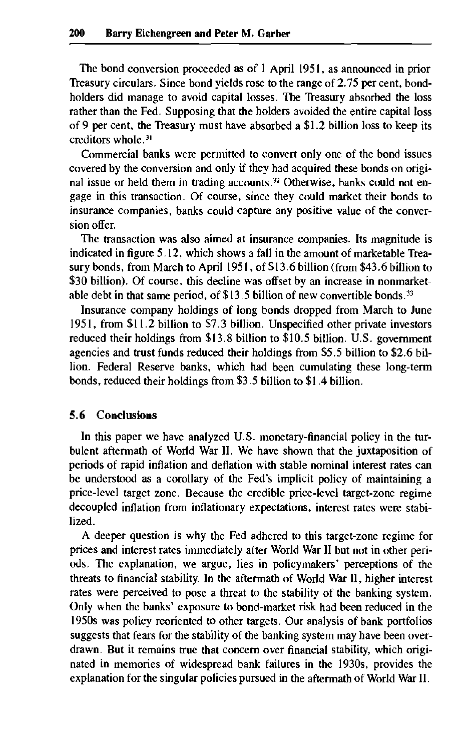The bond conversion proceeded as of 1 April 1951, as announced in prior Treasury circulars. Since bond yields rose to the range of 2.75 per cent, bondholders did manage to avoid capital losses. The Treasury absorbed the loss rather than the Fed. Supposing that the holders avoided the entire capital loss of 9 per cent, the Treasury must have absorbed a $1.2 billion loss to keep its creditors whole.[31]

Commercial banks were permitted to convert only one of the bond issues covered by the conversion and only if they had acquired these bonds on original issue or held them in trading accounts.[32] Otherwise, banks could not engage in this transaction. Of course, since they could market their bonds to insurance companies, banks could capture any positive value of the conversion offer.

The transaction was also aimed at insurance companies. Its magnitude is indicated in figure 5.12, which shows a fall in the amount of marketable Treasury bonds, from March to April 1951, of $13.6 billion (from $43.6 billion to $30 billion). Of course, this decline was offset by an increase in nonmarketable debt in that same period, of $13.5 billion of new convertible bonds.[33]

Insurance company holdings of long bonds dropped from March to June 1951, from $11.2 billion to $7.3 billion. Unspecified other private investors reduced their holdings from $13.8 billion to $10.5 billion. U.S. government agencies and trust funds reduced their holdings from $5.5 billion to $2.6 billion. Federal Reserve banks, which had been cumulating these long-term bonds, reduced their holdings from $3.5 billion to $1.4 billion.

## 5.6 Conclusions

In this paper we have analyzed U.S. monetary-financial policy in the turbulent aftermath of World War II. We have shown that the juxtaposition of periods of rapid inflation and deflation with stable nominal interest rates can be understood as a corollary of the Fed's implicit policy of maintaining a price-level target zone. Because the credible price-level target-zone regime decoupled inflation from inflationary expectations, interest rates were stabilized.

A deeper question is why the Fed adhered to this target-zone regime for prices and interest rates immediately after World War II but not in other periods. The explanation, we argue, lies in policymakers' perceptions of the threats to financial stability. In the aftermath of World War II, higher interest rates were perceived to pose a threat to the stability of the banking system. Only when the banks' exposure to bond-market risk had been reduced in the 1950s was policy reoriented to other targets. Our analysis of bank portfolios suggests that fears for the stability of the banking system may have been overdrawn. But it remains true that concern over financial stability, which originated in memories of widespread bank failures in the 1930s, provides the explanation for the singular policies pursued in the aftermath of World War II.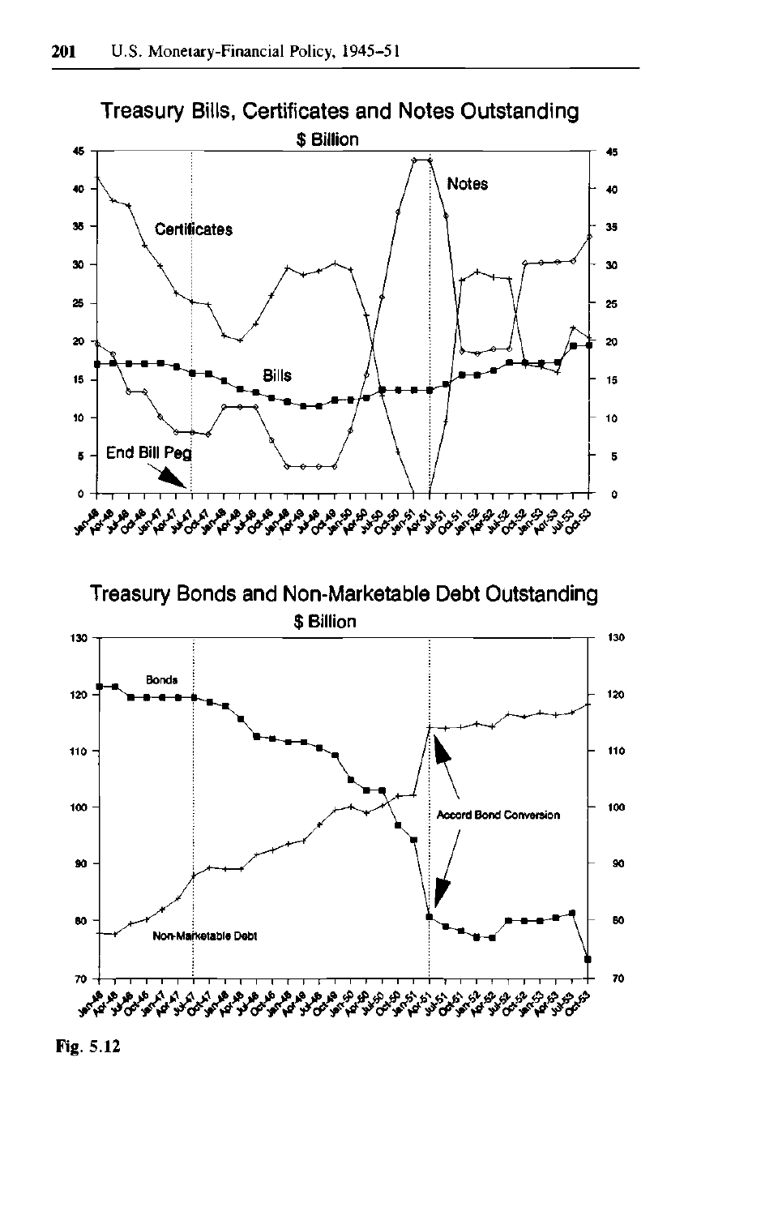Treasury Bills, Certificates and Notes Outstanding

$ Billion

Treasury Bonds and Non-Marketable Debt Outstanding

$ Billion

Fig. 5.12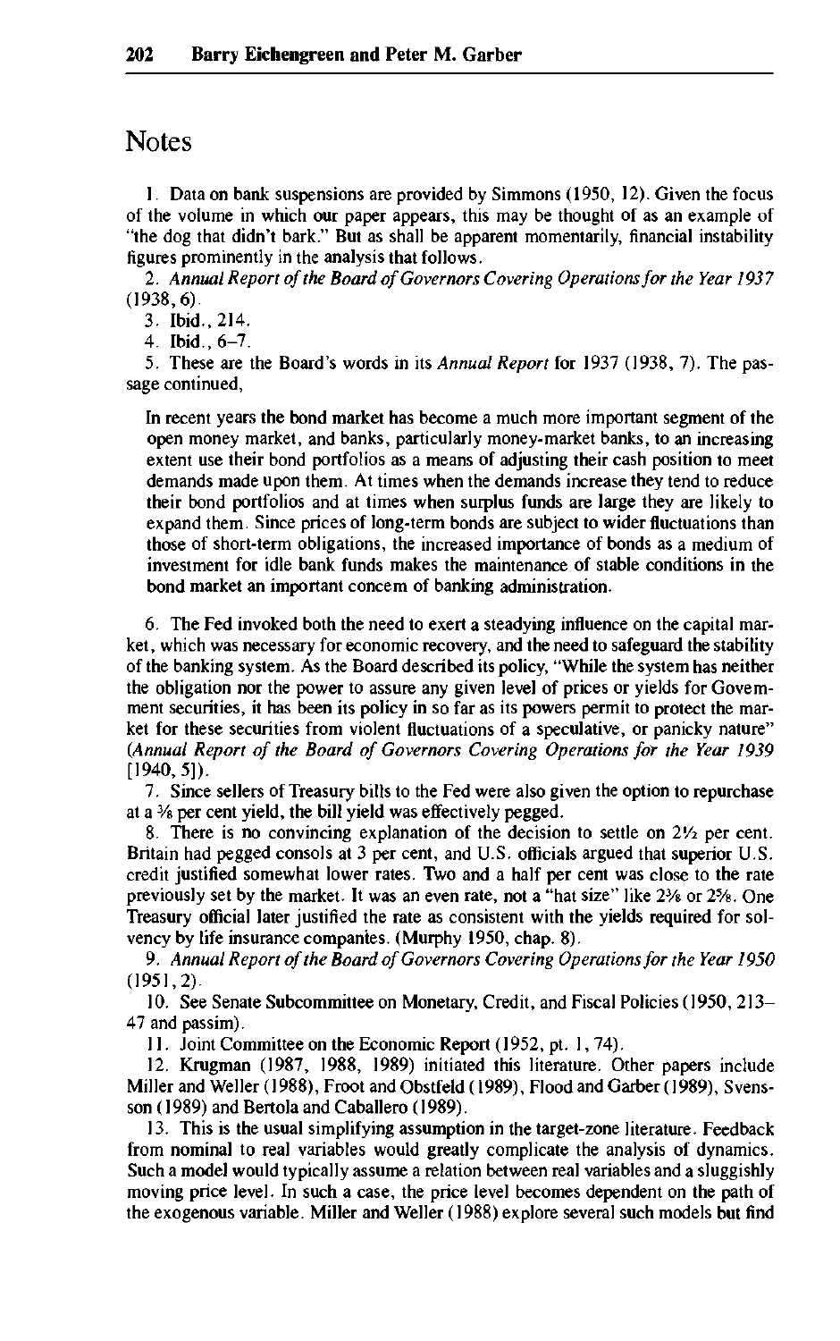# Notes

1. Data on bank suspensions are provided by Simmons (1950, 12). Given the focus of the volume in which our paper appears, this may be thought of as an example of "the dog that didn't bark." But as shall be apparent momentarily, financial instability figures prominently in the analysis that follows.

2. *Annual Report of the Board of Governors Covering Operations for the Year 1937* (1938, 6).

3. Ibid., 214.

4. Ibid., 6–7.

5. These are the Board's words in its *Annual Report* for 1937 (1938, 7). The passage continued,

> In recent years the bond market has become a much more important segment of the open money market, and banks, particularly money-market banks, to an increasing extent use their bond portfolios as a means of adjusting their cash position to meet demands made upon them. At times when the demands increase they tend to reduce their bond portfolios and at times when surplus funds are large they are likely to expand them. Since prices of long-term bonds are subject to wider fluctuations than those of short-term obligations, the increased importance of bonds as a medium of investment for idle bank funds makes the maintenance of stable conditions in the bond market an important concern of banking administration.

6. The Fed invoked both the need to exert a steadying influence on the capital market, which was necessary for economic recovery, and the need to safeguard the stability of the banking system. As the Board described its policy, "While the system has neither the obligation nor the power to assure any given level of prices or yields for Government securities, it has been its policy in so far as its powers permit to protect the market for these securities from violent fluctuations of a speculative, or panicky nature" (*Annual Report of the Board of Governors Covering Operations for the Year 1939* [1940, 5]).

7. Since sellers of Treasury bills to the Fed were also given the option to repurchase at a ⅜ per cent yield, the bill yield was effectively pegged.

8. There is no convincing explanation of the decision to settle on 2½ per cent. Britain had pegged consols at 3 per cent, and U.S. officials argued that superior U.S. credit justified somewhat lower rates. Two and a half per cent was close to the rate previously set by the market. It was an even rate, not a "hat size" like 2⅜ or 2⅝. One Treasury official later justified the rate as consistent with the yields required for solvency by life insurance companies. (Murphy 1950, chap. 8).

9. *Annual Report of the Board of Governors Covering Operations for the Year 1950* (1951, 2).

10. See Senate Subcommittee on Monetary, Credit, and Fiscal Policies (1950, 213–47 and passim).

11. Joint Committee on the Economic Report (1952, pt. 1, 74).

12. Krugman (1987, 1988, 1989) initiated this literature. Other papers include Miller and Weller (1988), Froot and Obstfeld (1989), Flood and Garber (1989), Svensson (1989) and Bertola and Caballero (1989).

13. This is the usual simplifying assumption in the target-zone literature. Feedback from nominal to real variables would greatly complicate the analysis of dynamics. Such a model would typically assume a relation between real variables and a sluggishly moving price level. In such a case, the price level becomes dependent on the path of the exogenous variable. Miller and Weller (1988) explore several such models but find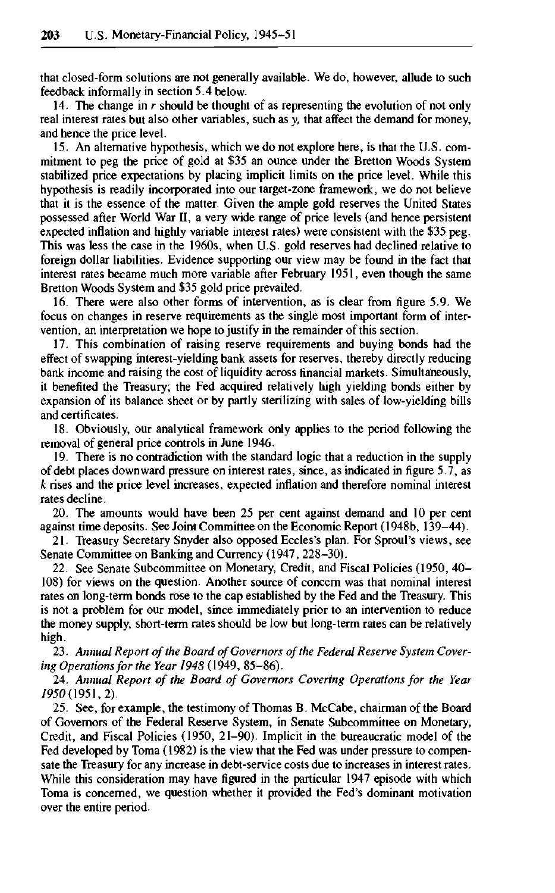that closed-form solutions are not generally available. We do, however, allude to such feedback informally in section 5.4 below.

14. The change in $r$ should be thought of as representing the evolution of not only real interest rates but also other variables, such as $y$, that affect the demand for money, and hence the price level.

15. An alternative hypothesis, which we do not explore here, is that the U.S. commitment to peg the price of gold at $35 an ounce under the Bretton Woods System stabilized price expectations by placing implicit limits on the price level. While this hypothesis is readily incorporated into our target-zone framework, we do not believe that it is the essence of the matter. Given the ample gold reserves the United States possessed after World War II, a very wide range of price levels (and hence persistent expected inflation and highly variable interest rates) were consistent with the $35 peg. This was less the case in the 1960s, when U.S. gold reserves had declined relative to foreign dollar liabilities. Evidence supporting our view may be found in the fact that interest rates became much more variable after February 1951, even though the same Bretton Woods System and $35 gold price prevailed.

16. There were also other forms of intervention, as is clear from figure 5.9. We focus on changes in reserve requirements as the single most important form of intervention, an interpretation we hope to justify in the remainder of this section.

17. This combination of raising reserve requirements and buying bonds had the effect of swapping interest-yielding bank assets for reserves, thereby directly reducing bank income and raising the cost of liquidity across financial markets. Simultaneously, it benefited the Treasury; the Fed acquired relatively high yielding bonds either by expansion of its balance sheet or by partly sterilizing with sales of low-yielding bills and certificates.

18. Obviously, our analytical framework only applies to the period following the removal of general price controls in June 1946.

19. There is no contradiction with the standard logic that a reduction in the supply of debt places downward pressure on interest rates, since, as indicated in figure 5.7, as $k$ rises and the price level increases, expected inflation and therefore nominal interest rates decline.

20. The amounts would have been 25 per cent against demand and 10 per cent against time deposits. See Joint Committee on the Economic Report (1948b, 139–44).

21. Treasury Secretary Snyder also opposed Eccles's plan. For Sproul's views, see Senate Committee on Banking and Currency (1947, 228–30).

22. See Senate Subcommittee on Monetary, Credit, and Fiscal Policies (1950, 40–108) for views on the question. Another source of concern was that nominal interest rates on long-term bonds rose to the cap established by the Fed and the Treasury. This is not a problem for our model, since immediately prior to an intervention to reduce the money supply, short-term rates should be low but long-term rates can be relatively high.

23. *Annual Report of the Board of Governors of the Federal Reserve System Covering Operations for the Year 1948* (1949, 85–86).

24. *Annual Report of the Board of Governors Covering Operations for the Year 1950* (1951, 2).

25. See, for example, the testimony of Thomas B. McCabe, chairman of the Board of Governors of the Federal Reserve System, in Senate Subcommittee on Monetary, Credit, and Fiscal Policies (1950, 21–90). Implicit in the bureaucratic model of the Fed developed by Toma (1982) is the view that the Fed was under pressure to compensate the Treasury for any increase in debt-service costs due to increases in interest rates. While this consideration may have figured in the particular 1947 episode with which Toma is concerned, we question whether it provided the Fed's dominant motivation over the entire period.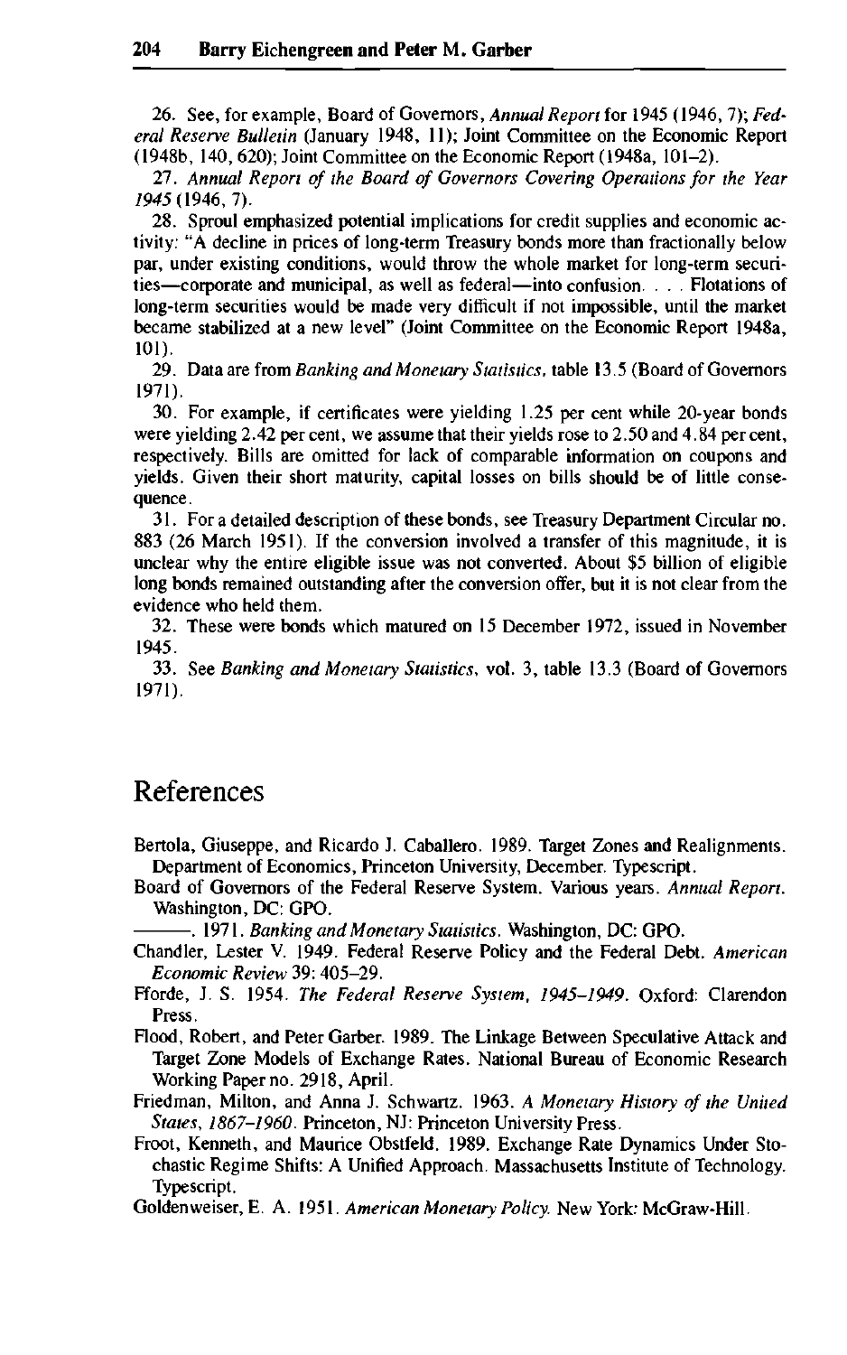26. See, for example, Board of Governors, *Annual Report* for 1945 (1946, 7); *Federal Reserve Bulletin* (January 1948, 11); Joint Committee on the Economic Report (1948b, 140, 620); Joint Committee on the Economic Report (1948a, 101–2).

27. *Annual Report of the Board of Governors Covering Operations for the Year 1945* (1946, 7).

28. Sproul emphasized potential implications for credit supplies and economic activity: "A decline in prices of long-term Treasury bonds more than fractionally below par, under existing conditions, would throw the whole market for long-term securities—corporate and municipal, as well as federal—into confusion. . . . Flotations of long-term securities would be made very difficult if not impossible, until the market became stabilized at a new level" (Joint Committee on the Economic Report 1948a, 101).

29. Data are from *Banking and Monetary Statistics*, table 13.5 (Board of Governors 1971).

30. For example, if certificates were yielding 1.25 per cent while 20-year bonds were yielding 2.42 per cent, we assume that their yields rose to 2.50 and 4.84 per cent, respectively. Bills are omitted for lack of comparable information on coupons and yields. Given their short maturity, capital losses on bills should be of little consequence.

31. For a detailed description of these bonds, see Treasury Department Circular no. 883 (26 March 1951). If the conversion involved a transfer of this magnitude, it is unclear why the entire eligible issue was not converted. About $5 billion of eligible long bonds remained outstanding after the conversion offer, but it is not clear from the evidence who held them.

32. These were bonds which matured on 15 December 1972, issued in November 1945.

33. See *Banking and Monetary Statistics*, vol. 3, table 13.3 (Board of Governors 1971).

## References

Bertola, Giuseppe, and Ricardo J. Caballero. 1989. Target Zones and Realignments. Department of Economics, Princeton University, December. Typescript.

Board of Governors of the Federal Reserve System. Various years. *Annual Report*. Washington, DC: GPO.

———. 1971. *Banking and Monetary Statistics*. Washington, DC: GPO.

Chandler, Lester V. 1949. Federal Reserve Policy and the Federal Debt. *American Economic Review* 39: 405–29.

Fforde, J. S. 1954. *The Federal Reserve System, 1945–1949*. Oxford: Clarendon Press.

Flood, Robert, and Peter Garber. 1989. The Linkage Between Speculative Attack and Target Zone Models of Exchange Rates. National Bureau of Economic Research Working Paper no. 2918, April.

Friedman, Milton, and Anna J. Schwartz. 1963. *A Monetary History of the United States, 1867–1960*. Princeton, NJ: Princeton University Press.

Froot, Kenneth, and Maurice Obstfeld. 1989. Exchange Rate Dynamics Under Stochastic Regime Shifts: A Unified Approach. Massachusetts Institute of Technology. Typescript.

Goldenweiser, E. A. 1951. *American Monetary Policy*. New York: McGraw-Hill.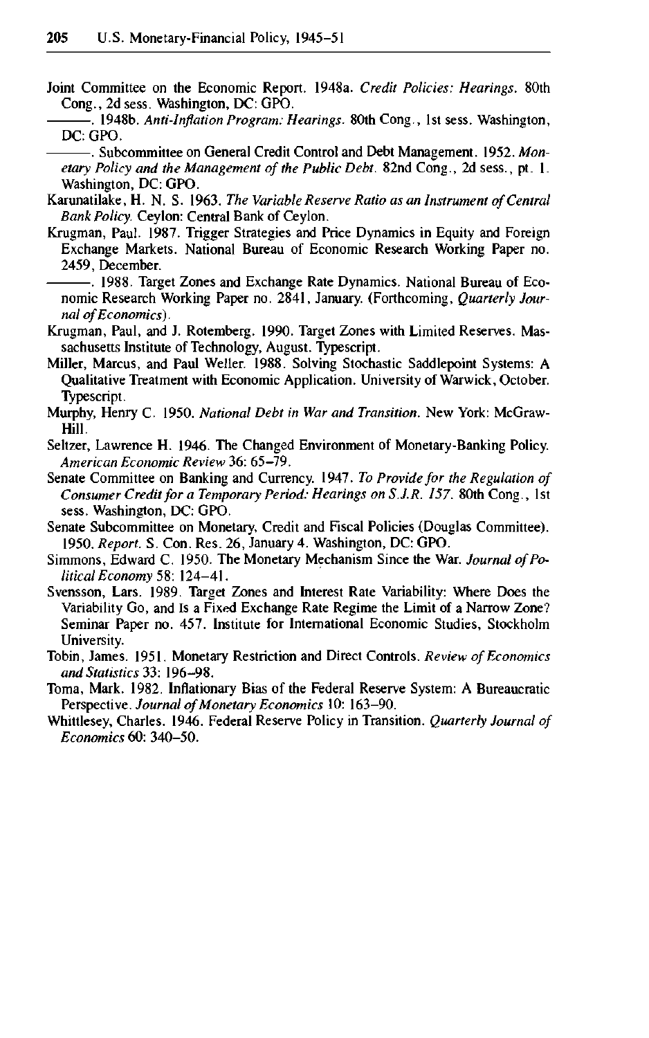Joint Committee on the Economic Report. 1948a. *Credit Policies: Hearings*. 80th Cong., 2d sess. Washington, DC: GPO.

———. 1948b. *Anti-Inflation Program: Hearings*. 80th Cong., 1st sess. Washington, DC: GPO.

———. Subcommittee on General Credit Control and Debt Management. 1952. *Monetary Policy and the Management of the Public Debt*. 82nd Cong., 2d sess., pt. 1. Washington, DC: GPO.

Karunatilake, H. N. S. 1963. *The Variable Reserve Ratio as an Instrument of Central Bank Policy*. Ceylon: Central Bank of Ceylon.

Krugman, Paul. 1987. Trigger Strategies and Price Dynamics in Equity and Foreign Exchange Markets. National Bureau of Economic Research Working Paper no. 2459, December.

———. 1988. Target Zones and Exchange Rate Dynamics. National Bureau of Economic Research Working Paper no. 2841, January. (Forthcoming, *Quarterly Journal of Economics*).

Krugman, Paul, and J. Rotemberg. 1990. Target Zones with Limited Reserves. Massachusetts Institute of Technology, August. Typescript.

Miller, Marcus, and Paul Weller. 1988. Solving Stochastic Saddlepoint Systems: A Qualitative Treatment with Economic Application. University of Warwick, October. Typescript.

Murphy, Henry C. 1950. *National Debt in War and Transition*. New York: McGraw-Hill.

Seltzer, Lawrence H. 1946. The Changed Environment of Monetary-Banking Policy. *American Economic Review* 36: 65–79.

Senate Committee on Banking and Currency. 1947. *To Provide for the Regulation of Consumer Credit for a Temporary Period: Hearings on S.J.R. 157*. 80th Cong., 1st sess. Washington, DC: GPO.

Senate Subcommittee on Monetary, Credit and Fiscal Policies (Douglas Committee). 1950. *Report*. S. Con. Res. 26, January 4. Washington, DC: GPO.

Simmons, Edward C. 1950. The Monetary Mechanism Since the War. *Journal of Political Economy* 58: 124–41.

Svensson, Lars. 1989. Target Zones and Interest Rate Variability: Where Does the Variability Go, and Is a Fixed Exchange Rate Regime the Limit of a Narrow Zone? Seminar Paper no. 457. Institute for International Economic Studies, Stockholm University.

Tobin, James. 1951. Monetary Restriction and Direct Controls. *Review of Economics and Statistics* 33: 196–98.

Toma, Mark. 1982. Inflationary Bias of the Federal Reserve System: A Bureaucratic Perspective. *Journal of Monetary Economics* 10: 163–90.

Whittlesey, Charles. 1946. Federal Reserve Policy in Transition. *Quarterly Journal of Economics* 60: 340–50.